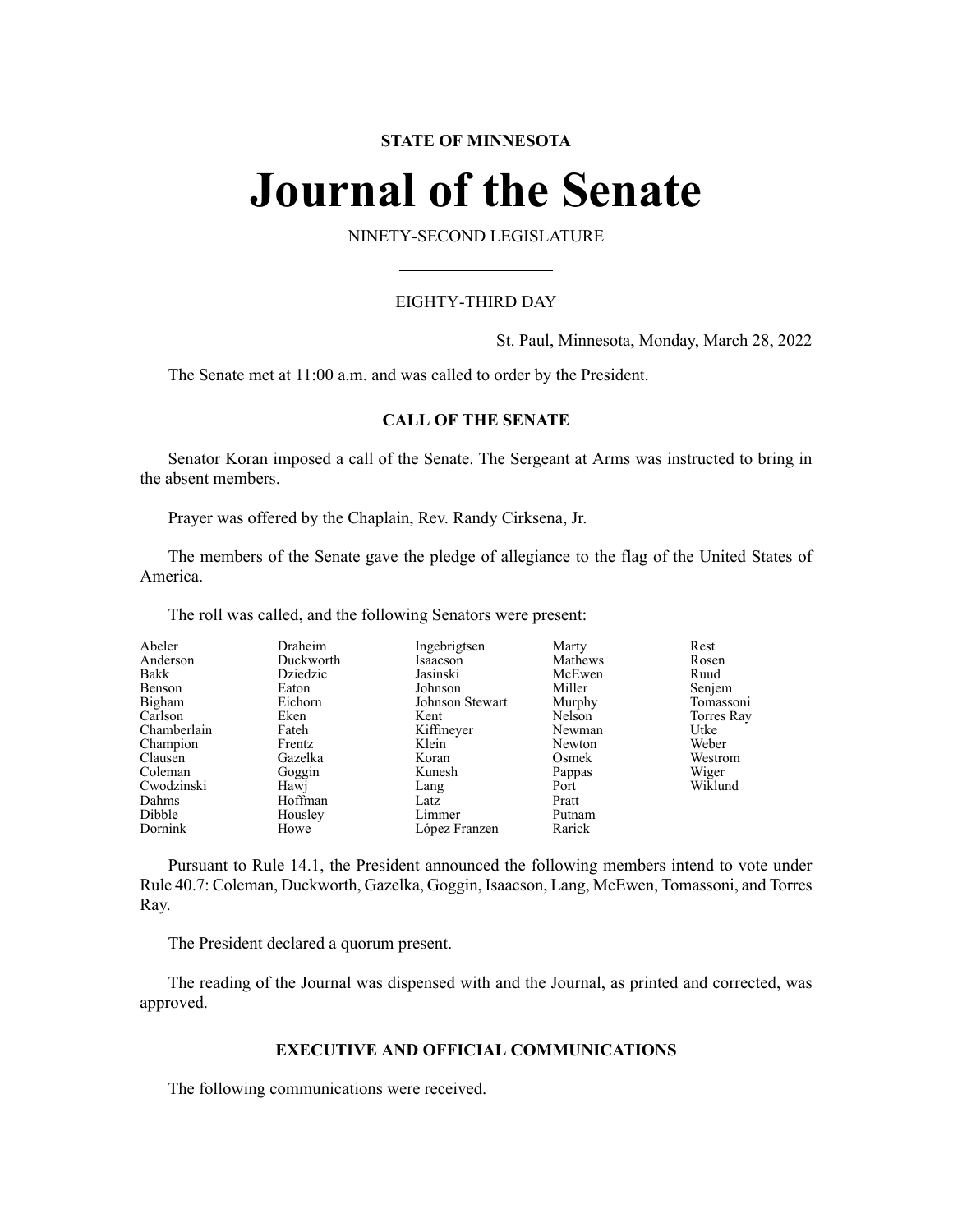**STATE OF MINNESOTA**

# Journal of the Senate

NINETY-SECOND LEGISLATURE

## EIGHTY-THIRD DAY

St. Paul, Minnesota, Monday, March 28, 2022

The Senate met at 11:00 a.m. and was called to order by the President.

### CALL OF THE SENATE

Senator Koran imposed a call of the Senate. The Sergeant at Arms was instructed to bring in the absent members.

Prayer was offered by the Chaplain, Rev. Randy Cirksena, Jr.

The members of the Senate gave the pledge of allegiance to the flag of the United States of America.

The roll was called, and the following Senators were present:

| | | | | |
|---|---|---|---|---|
| Abeler | Draheim | Ingebrigtsen | Marty | Rest |
| Anderson | Duckworth | Isaacson | Mathews | Rosen |
| Bakk | Dziedzic | Jasinski | McEwen | Ruud |
| Benson | Eaton | Johnson | Miller | Senjem |
| Bigham | Eichorn | Johnson Stewart | Murphy | Tomassoni |
| Carlson | Eken | Kent | Nelson | Torres Ray |
| Chamberlain | Fateh | Kiffmeyer | Newman | Utke |
| Champion | Frentz | Klein | Newton | Weber |
| Clausen | Gazelka | Koran | Osmek | Westrom |
| Coleman | Goggin | Kunesh | Pappas | Wiger |
| Cwodzinski | Hawj | Lang | Port | Wiklund |
| Dahms | Hoffman | Latz | Pratt | |
| Dibble | Housley | Limmer | Putnam | |
| Dornink | Howe | López Franzen | Rarick | |

Pursuant to Rule 14.1, the President announced the following members intend to vote under Rule 40.7: Coleman, Duckworth, Gazelka, Goggin, Isaacson, Lang, McEwen, Tomassoni, and Torres Ray.

The President declared a quorum present.

The reading of the Journal was dispensed with and the Journal, as printed and corrected, was approved.

### EXECUTIVE AND OFFICIAL COMMUNICATIONS

The following communications were received.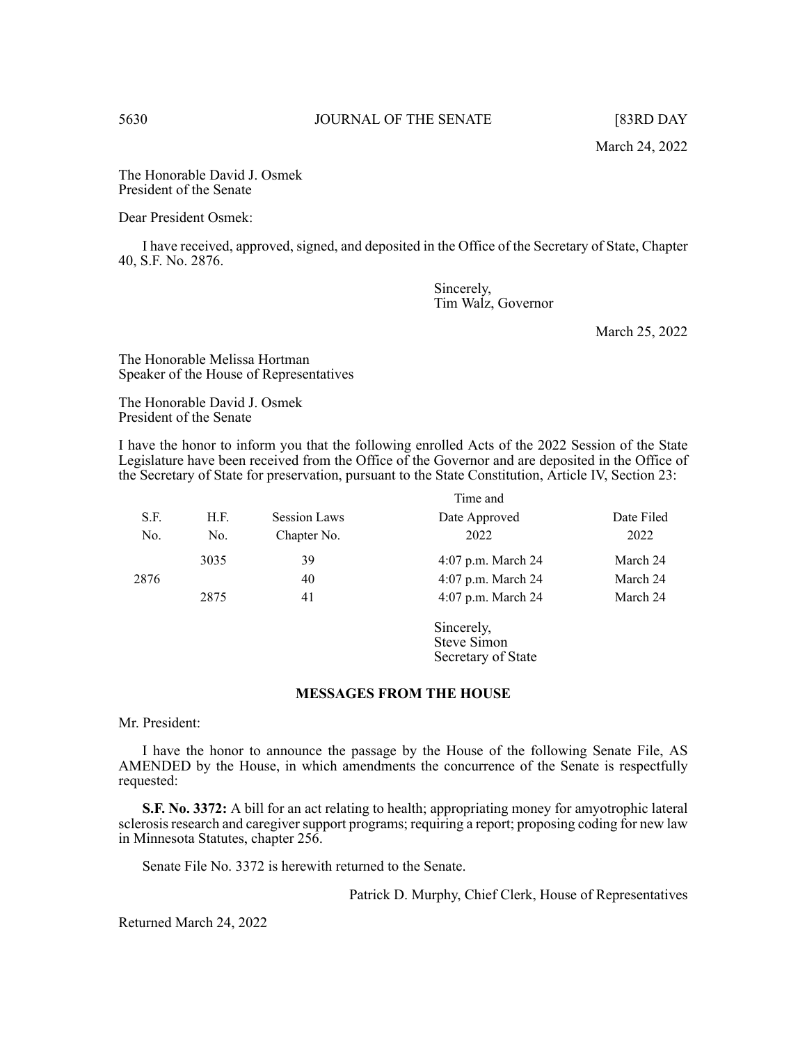March 24, 2022

The Honorable David J. Osmek
President of the Senate

Dear President Osmek:

I have received, approved, signed, and deposited in the Office of the Secretary of State, Chapter 40, S.F. No. 2876.

Sincerely,
Tim Walz, Governor

March 25, 2022

The Honorable Melissa Hortman
Speaker of the House of Representatives

The Honorable David J. Osmek
President of the Senate

I have the honor to inform you that the following enrolled Acts of the 2022 Session of the State Legislature have been received from the Office of the Governor and are deposited in the Office of the Secretary of State for preservation, pursuant to the State Constitution, Article IV, Section 23:

| S.F. No. | H.F. No. | Session Laws Chapter No. | Time and Date Approved 2022 | Date Filed 2022 |
|---|---|---|---|---|
| | 3035 | 39 | 4:07 p.m. March 24 | March 24 |
| 2876 | | 40 | 4:07 p.m. March 24 | March 24 |
| | 2875 | 41 | 4:07 p.m. March 24 | March 24 |

Sincerely,
Steve Simon
Secretary of State

## MESSAGES FROM THE HOUSE

Mr. President:

I have the honor to announce the passage by the House of the following Senate File, AS AMENDED by the House, in which amendments the concurrence of the Senate is respectfully requested:

**S.F. No. 3372:** A bill for an act relating to health; appropriating money for amyotrophic lateral sclerosis research and caregiver support programs; requiring a report; proposing coding for new law in Minnesota Statutes, chapter 256.

Senate File No. 3372 is herewith returned to the Senate.

Patrick D. Murphy, Chief Clerk, House of Representatives

Returned March 24, 2022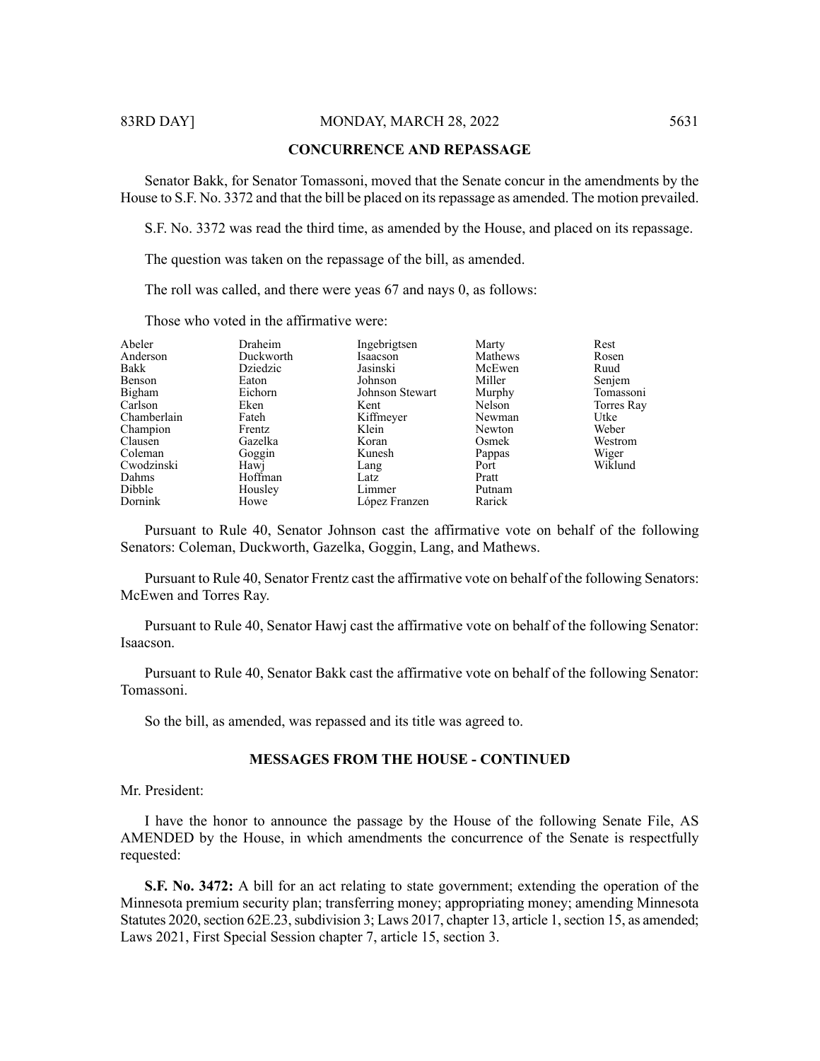### CONCURRENCE AND REPASSAGE

Senator Bakk, for Senator Tomassoni, moved that the Senate concur in the amendments by the House to S.F. No. 3372 and that the bill be placed on its repassage as amended. The motion prevailed.

S.F. No. 3372 was read the third time, as amended by the House, and placed on its repassage.

The question was taken on the repassage of the bill, as amended.

The roll was called, and there were yeas 67 and nays 0, as follows:

Those who voted in the affirmative were:

| | | | | |
|---|---|---|---|---|
| Abeler | Draheim | Ingebrigtsen | Marty | Rest |
| Anderson | Duckworth | Isaacson | Mathews | Rosen |
| Bakk | Dziedzic | Jasinski | McEwen | Ruud |
| Benson | Eaton | Johnson | Miller | Senjem |
| Bigham | Eichorn | Johnson Stewart | Murphy | Tomassoni |
| Carlson | Eken | Kent | Nelson | Torres Ray |
| Chamberlain | Fateh | Kiffmeyer | Newman | Utke |
| Champion | Frentz | Klein | Newton | Weber |
| Clausen | Gazelka | Koran | Osmek | Westrom |
| Coleman | Goggin | Kunesh | Pappas | Wiger |
| Cwodzinski | Hawj | Lang | Port | Wiklund |
| Dahms | Hoffman | Latz | Pratt | |
| Dibble | Housley | Limmer | Putnam | |
| Dornink | Howe | López Franzen | Rarick | |

Pursuant to Rule 40, Senator Johnson cast the affirmative vote on behalf of the following Senators: Coleman, Duckworth, Gazelka, Goggin, Lang, and Mathews.

Pursuant to Rule 40, Senator Frentz cast the affirmative vote on behalf of the following Senators: McEwen and Torres Ray.

Pursuant to Rule 40, Senator Hawj cast the affirmative vote on behalf of the following Senator: Isaacson.

Pursuant to Rule 40, Senator Bakk cast the affirmative vote on behalf of the following Senator: Tomassoni.

So the bill, as amended, was repassed and its title was agreed to.

### MESSAGES FROM THE HOUSE - CONTINUED

Mr. President:

I have the honor to announce the passage by the House of the following Senate File, AS AMENDED by the House, in which amendments the concurrence of the Senate is respectfully requested:

**S.F. No. 3472:** A bill for an act relating to state government; extending the operation of the Minnesota premium security plan; transferring money; appropriating money; amending Minnesota Statutes 2020, section 62E.23, subdivision 3; Laws 2017, chapter 13, article 1, section 15, as amended; Laws 2021, First Special Session chapter 7, article 15, section 3.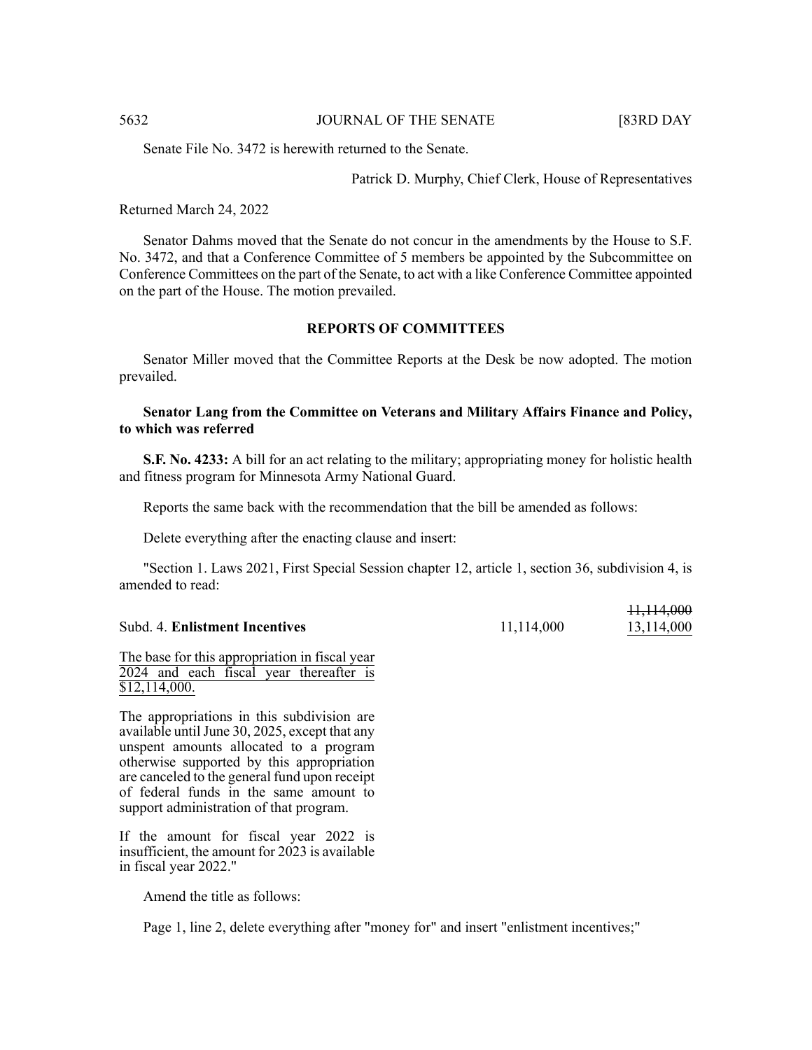Senate File No. 3472 is herewith returned to the Senate.

Patrick D. Murphy, Chief Clerk, House of Representatives

Returned March 24, 2022

Senator Dahms moved that the Senate do not concur in the amendments by the House to S.F. No. 3472, and that a Conference Committee of 5 members be appointed by the Subcommittee on Conference Committees on the part of the Senate, to act with a like Conference Committee appointed on the part of the House. The motion prevailed.

## REPORTS OF COMMITTEES

Senator Miller moved that the Committee Reports at the Desk be now adopted. The motion prevailed.

**Senator Lang from the Committee on Veterans and Military Affairs Finance and Policy, to which was referred**

**S.F. No. 4233:** A bill for an act relating to the military; appropriating money for holistic health and fitness program for Minnesota Army National Guard.

Reports the same back with the recommendation that the bill be amended as follows:

Delete everything after the enacting clause and insert:

"Section 1. Laws 2021, First Special Session chapter 12, article 1, section 36, subdivision 4, is amended to read:

| | | |
|---|---|---|
| Subd. 4. **Enlistment Incentives** | 11,114,000 | ~~11,114,000~~ 13,114,000 |

The base for this appropriation in fiscal year 2024 and each fiscal year thereafter is $12,114,000.

The appropriations in this subdivision are available until June 30, 2025, except that any unspent amounts allocated to a program otherwise supported by this appropriation are canceled to the general fund upon receipt of federal funds in the same amount to support administration of that program.

If the amount for fiscal year 2022 is insufficient, the amount for 2023 is available in fiscal year 2022."

Amend the title as follows:

Page 1, line 2, delete everything after "money for" and insert "enlistment incentives;"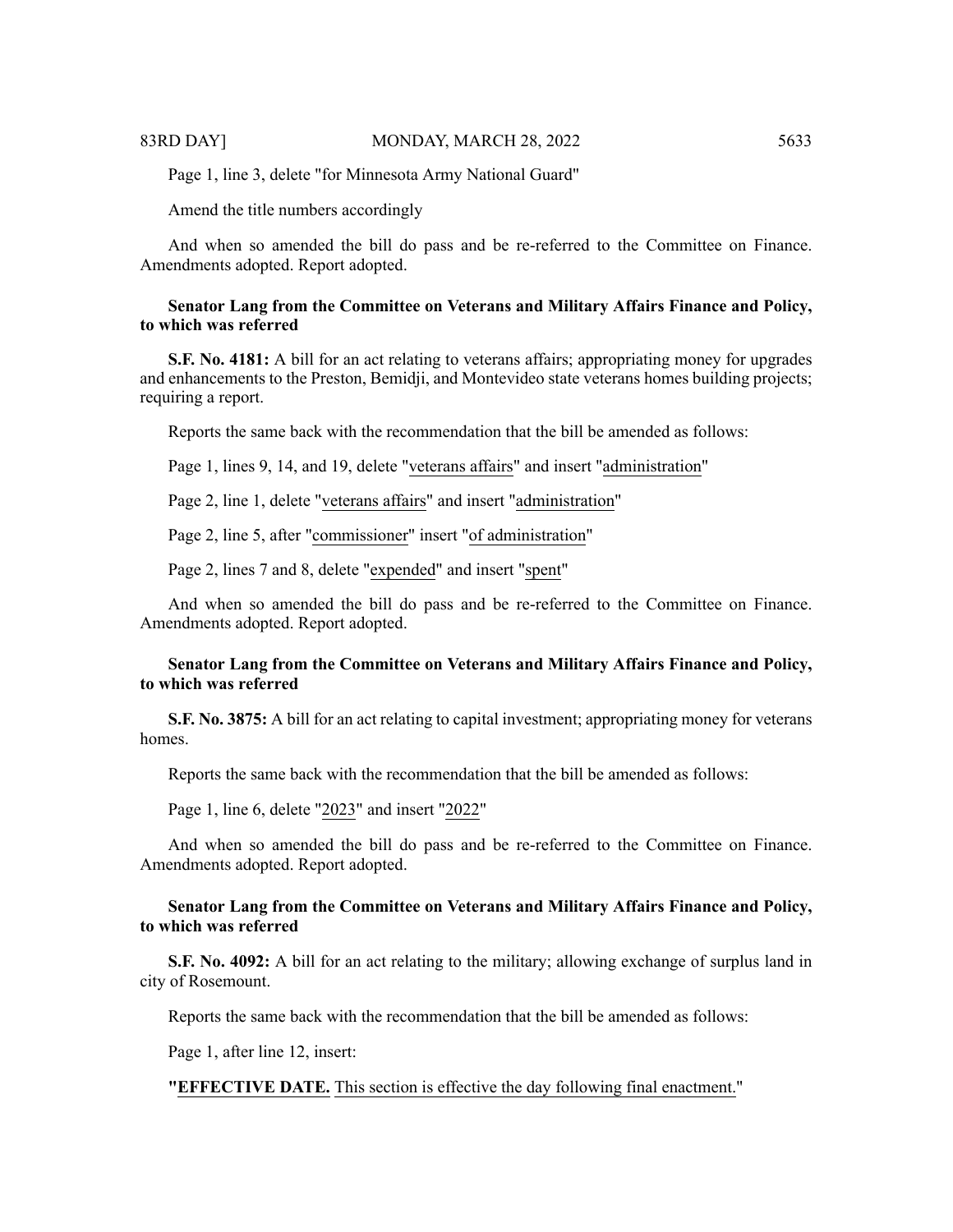Page 1, line 3, delete "for Minnesota Army National Guard"

Amend the title numbers accordingly

And when so amended the bill do pass and be re-referred to the Committee on Finance. Amendments adopted. Report adopted.

**Senator Lang from the Committee on Veterans and Military Affairs Finance and Policy, to which was referred**

**S.F. No. 4181:** A bill for an act relating to veterans affairs; appropriating money for upgrades and enhancements to the Preston, Bemidji, and Montevideo state veterans homes building projects; requiring a report.

Reports the same back with the recommendation that the bill be amended as follows:

Page 1, lines 9, 14, and 19, delete "veterans affairs" and insert "administration"

Page 2, line 1, delete "veterans affairs" and insert "administration"

Page 2, line 5, after "commissioner" insert "of administration"

Page 2, lines 7 and 8, delete "expended" and insert "spent"

And when so amended the bill do pass and be re-referred to the Committee on Finance. Amendments adopted. Report adopted.

**Senator Lang from the Committee on Veterans and Military Affairs Finance and Policy, to which was referred**

**S.F. No. 3875:** A bill for an act relating to capital investment; appropriating money for veterans homes.

Reports the same back with the recommendation that the bill be amended as follows:

Page 1, line 6, delete "2023" and insert "2022"

And when so amended the bill do pass and be re-referred to the Committee on Finance. Amendments adopted. Report adopted.

**Senator Lang from the Committee on Veterans and Military Affairs Finance and Policy, to which was referred**

**S.F. No. 4092:** A bill for an act relating to the military; allowing exchange of surplus land in city of Rosemount.

Reports the same back with the recommendation that the bill be amended as follows:

Page 1, after line 12, insert:

"**EFFECTIVE DATE.** This section is effective the day following final enactment."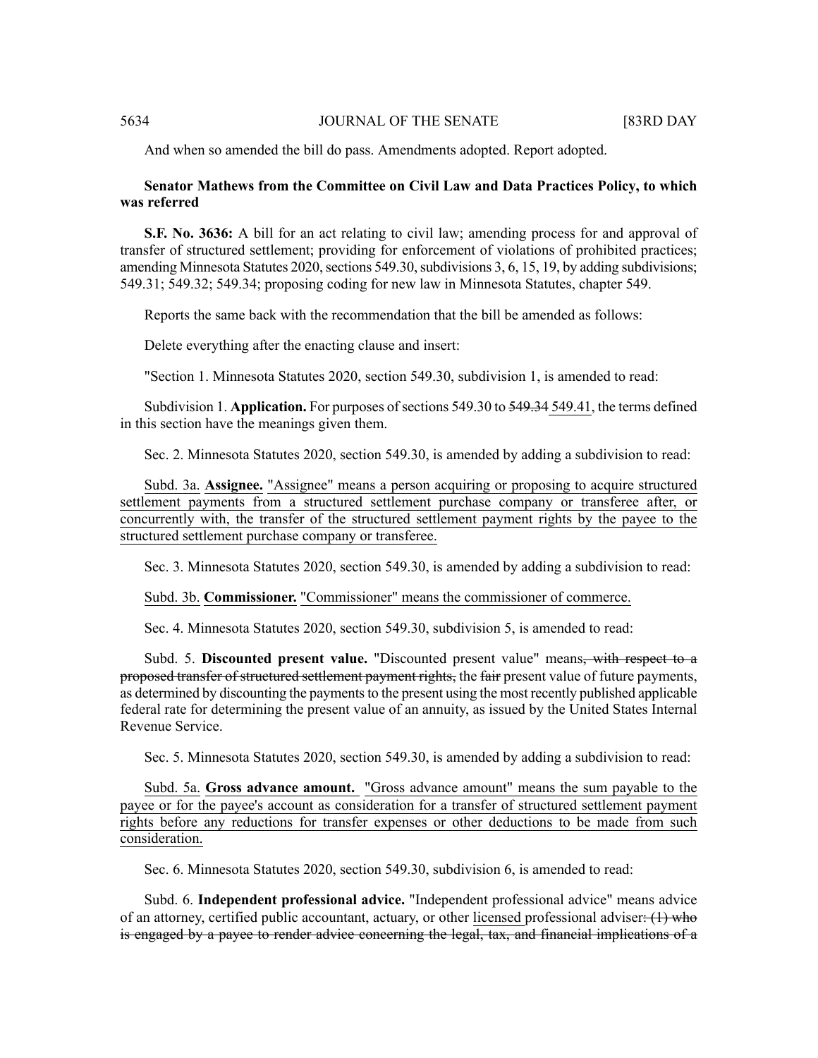And when so amended the bill do pass. Amendments adopted. Report adopted.

**Senator Mathews from the Committee on Civil Law and Data Practices Policy, to which was referred**

**S.F. No. 3636:** A bill for an act relating to civil law; amending process for and approval of transfer of structured settlement; providing for enforcement of violations of prohibited practices; amending Minnesota Statutes 2020, sections 549.30, subdivisions 3, 6, 15, 19, by adding subdivisions; 549.31; 549.32; 549.34; proposing coding for new law in Minnesota Statutes, chapter 549.

Reports the same back with the recommendation that the bill be amended as follows:

Delete everything after the enacting clause and insert:

"Section 1. Minnesota Statutes 2020, section 549.30, subdivision 1, is amended to read:

Subdivision 1. **Application.** For purposes of sections 549.30 to ~~549.34~~ 549.41, the terms defined in this section have the meanings given them.

Sec. 2. Minnesota Statutes 2020, section 549.30, is amended by adding a subdivision to read:

Subd. 3a. **Assignee.** "Assignee" means a person acquiring or proposing to acquire structured settlement payments from a structured settlement purchase company or transferee after, or concurrently with, the transfer of the structured settlement payment rights by the payee to the structured settlement purchase company or transferee.

Sec. 3. Minnesota Statutes 2020, section 549.30, is amended by adding a subdivision to read:

Subd. 3b. **Commissioner.** "Commissioner" means the commissioner of commerce.

Sec. 4. Minnesota Statutes 2020, section 549.30, subdivision 5, is amended to read:

Subd. 5. **Discounted present value.** "Discounted present value" means~~, with respect to a proposed transfer of structured settlement payment rights,~~ the ~~fair~~ present value of future payments, as determined by discounting the payments to the present using the most recently published applicable federal rate for determining the present value of an annuity, as issued by the United States Internal Revenue Service.

Sec. 5. Minnesota Statutes 2020, section 549.30, is amended by adding a subdivision to read:

Subd. 5a. **Gross advance amount.** "Gross advance amount" means the sum payable to the payee or for the payee's account as consideration for a transfer of structured settlement payment rights before any reductions for transfer expenses or other deductions to be made from such consideration.

Sec. 6. Minnesota Statutes 2020, section 549.30, subdivision 6, is amended to read:

Subd. 6. **Independent professional advice.** "Independent professional advice" means advice of an attorney, certified public accountant, actuary, or other licensed professional adviser~~: (1) who is engaged by a payee to render advice concerning the legal, tax, and financial implications of a~~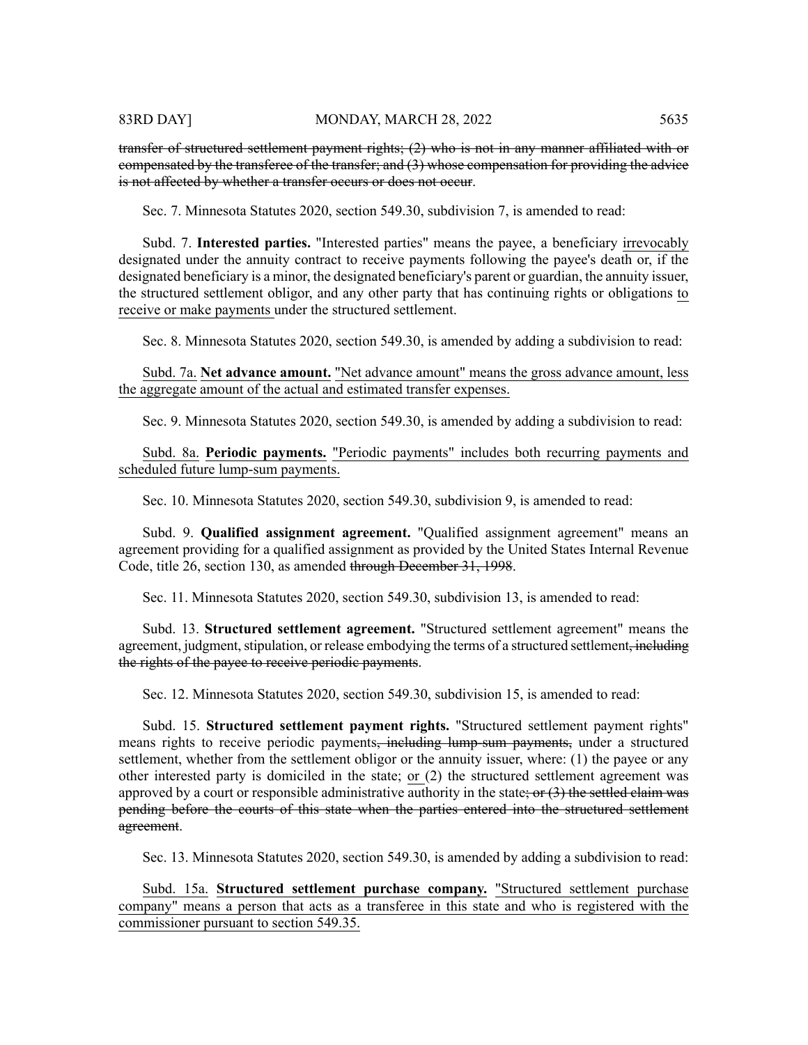~~transfer of structured settlement payment rights; (2) who is not in any manner affiliated with or compensated by the transferee of the transfer; and (3) whose compensation for providing the advice is not affected by whether a transfer occurs or does not occur~~.

Sec. 7. Minnesota Statutes 2020, section 549.30, subdivision 7, is amended to read:

Subd. 7. **Interested parties.** "Interested parties" means the payee, a beneficiary <u>irrevocably</u> designated under the annuity contract to receive payments following the payee's death or, if the designated beneficiary is a minor, the designated beneficiary's parent or guardian, the annuity issuer, the structured settlement obligor, and any other party that has continuing rights or obligations <u>to receive or make payments</u> under the structured settlement.

Sec. 8. Minnesota Statutes 2020, section 549.30, is amended by adding a subdivision to read:

<u>Subd. 7a.</u> **<u>Net advance amount.</u>** <u>"Net advance amount" means the gross advance amount, less the aggregate amount of the actual and estimated transfer expenses.</u>

Sec. 9. Minnesota Statutes 2020, section 549.30, is amended by adding a subdivision to read:

<u>Subd. 8a.</u> **<u>Periodic payments.</u>** <u>"Periodic payments" includes both recurring payments and scheduled future lump-sum payments.</u>

Sec. 10. Minnesota Statutes 2020, section 549.30, subdivision 9, is amended to read:

Subd. 9. **Qualified assignment agreement.** "Qualified assignment agreement" means an agreement providing for a qualified assignment as provided by the United States Internal Revenue Code, title 26, section 130, as amended ~~through December 31, 1998~~.

Sec. 11. Minnesota Statutes 2020, section 549.30, subdivision 13, is amended to read:

Subd. 13. **Structured settlement agreement.** "Structured settlement agreement" means the agreement, judgment, stipulation, or release embodying the terms of a structured settlement~~, including the rights of the payee to receive periodic payments~~.

Sec. 12. Minnesota Statutes 2020, section 549.30, subdivision 15, is amended to read:

Subd. 15. **Structured settlement payment rights.** "Structured settlement payment rights" means rights to receive periodic payments~~, including lump-sum payments,~~ under a structured settlement, whether from the settlement obligor or the annuity issuer, where: (1) the payee or any other interested party is domiciled in the state; <u>or</u> (2) the structured settlement agreement was approved by a court or responsible administrative authority in the state~~; or (3) the settled claim was pending before the courts of this state when the parties entered into the structured settlement agreement~~.

Sec. 13. Minnesota Statutes 2020, section 549.30, is amended by adding a subdivision to read:

<u>Subd. 15a.</u> **<u>Structured settlement purchase company.</u>** <u>"Structured settlement purchase company" means a person that acts as a transferee in this state and who is registered with the commissioner pursuant to section 549.35.</u>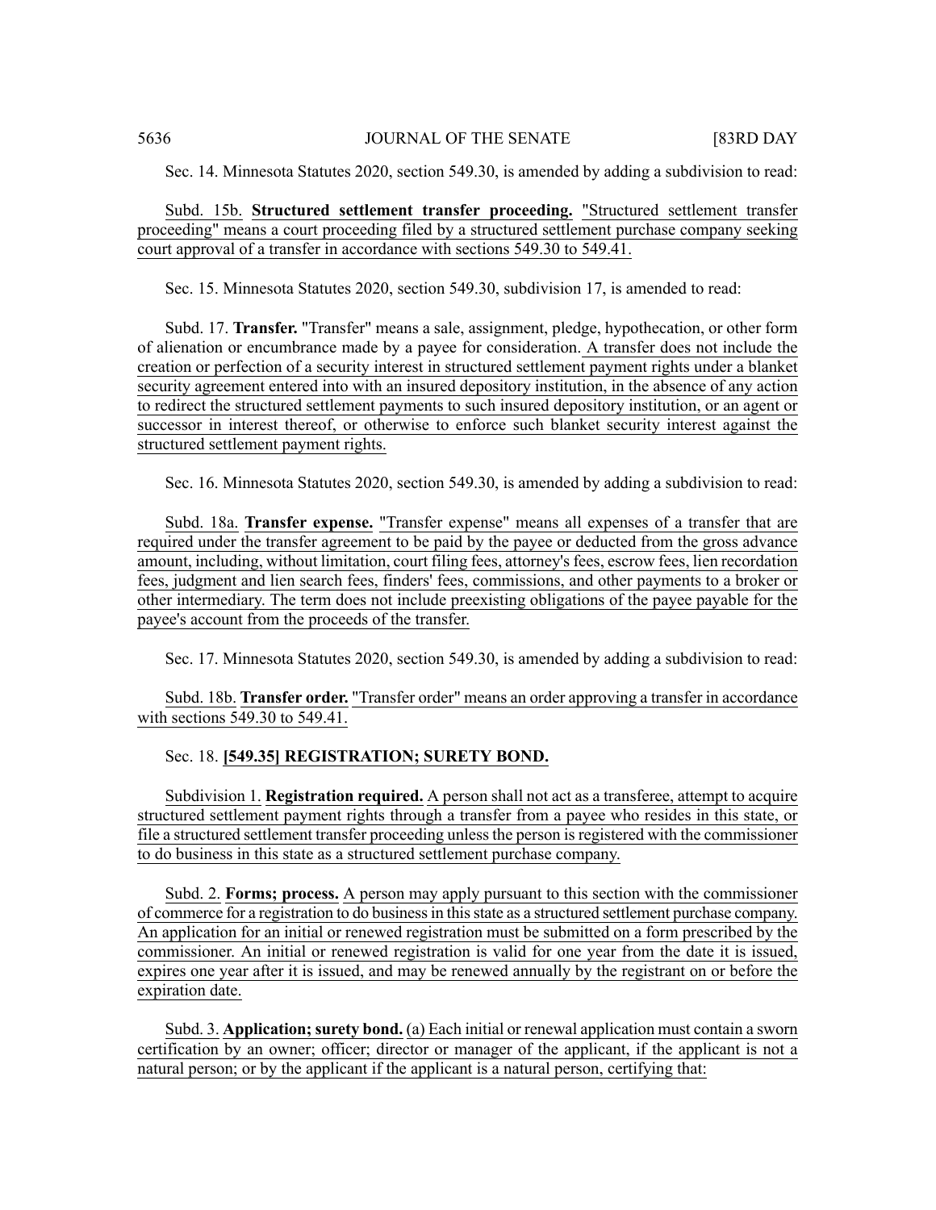Sec. 14. Minnesota Statutes 2020, section 549.30, is amended by adding a subdivision to read:

Subd. 15b. **Structured settlement transfer proceeding.** "Structured settlement transfer proceeding" means a court proceeding filed by a structured settlement purchase company seeking court approval of a transfer in accordance with sections 549.30 to 549.41.

Sec. 15. Minnesota Statutes 2020, section 549.30, subdivision 17, is amended to read:

Subd. 17. **Transfer.** "Transfer" means a sale, assignment, pledge, hypothecation, or other form of alienation or encumbrance made by a payee for consideration. A transfer does not include the creation or perfection of a security interest in structured settlement payment rights under a blanket security agreement entered into with an insured depository institution, in the absence of any action to redirect the structured settlement payments to such insured depository institution, or an agent or successor in interest thereof, or otherwise to enforce such blanket security interest against the structured settlement payment rights.

Sec. 16. Minnesota Statutes 2020, section 549.30, is amended by adding a subdivision to read:

Subd. 18a. **Transfer expense.** "Transfer expense" means all expenses of a transfer that are required under the transfer agreement to be paid by the payee or deducted from the gross advance amount, including, without limitation, court filing fees, attorney's fees, escrow fees, lien recordation fees, judgment and lien search fees, finders' fees, commissions, and other payments to a broker or other intermediary. The term does not include preexisting obligations of the payee payable for the payee's account from the proceeds of the transfer.

Sec. 17. Minnesota Statutes 2020, section 549.30, is amended by adding a subdivision to read:

Subd. 18b. **Transfer order.** "Transfer order" means an order approving a transfer in accordance with sections 549.30 to 549.41.

Sec. 18. **[549.35] REGISTRATION; SURETY BOND.**

Subdivision 1. **Registration required.** A person shall not act as a transferee, attempt to acquire structured settlement payment rights through a transfer from a payee who resides in this state, or file a structured settlement transfer proceeding unless the person is registered with the commissioner to do business in this state as a structured settlement purchase company.

Subd. 2. **Forms; process.** A person may apply pursuant to this section with the commissioner of commerce for a registration to do business in this state as a structured settlement purchase company. An application for an initial or renewed registration must be submitted on a form prescribed by the commissioner. An initial or renewed registration is valid for one year from the date it is issued, expires one year after it is issued, and may be renewed annually by the registrant on or before the expiration date.

Subd. 3. **Application; surety bond.** (a) Each initial or renewal application must contain a sworn certification by an owner; officer; director or manager of the applicant, if the applicant is not a natural person; or by the applicant if the applicant is a natural person, certifying that: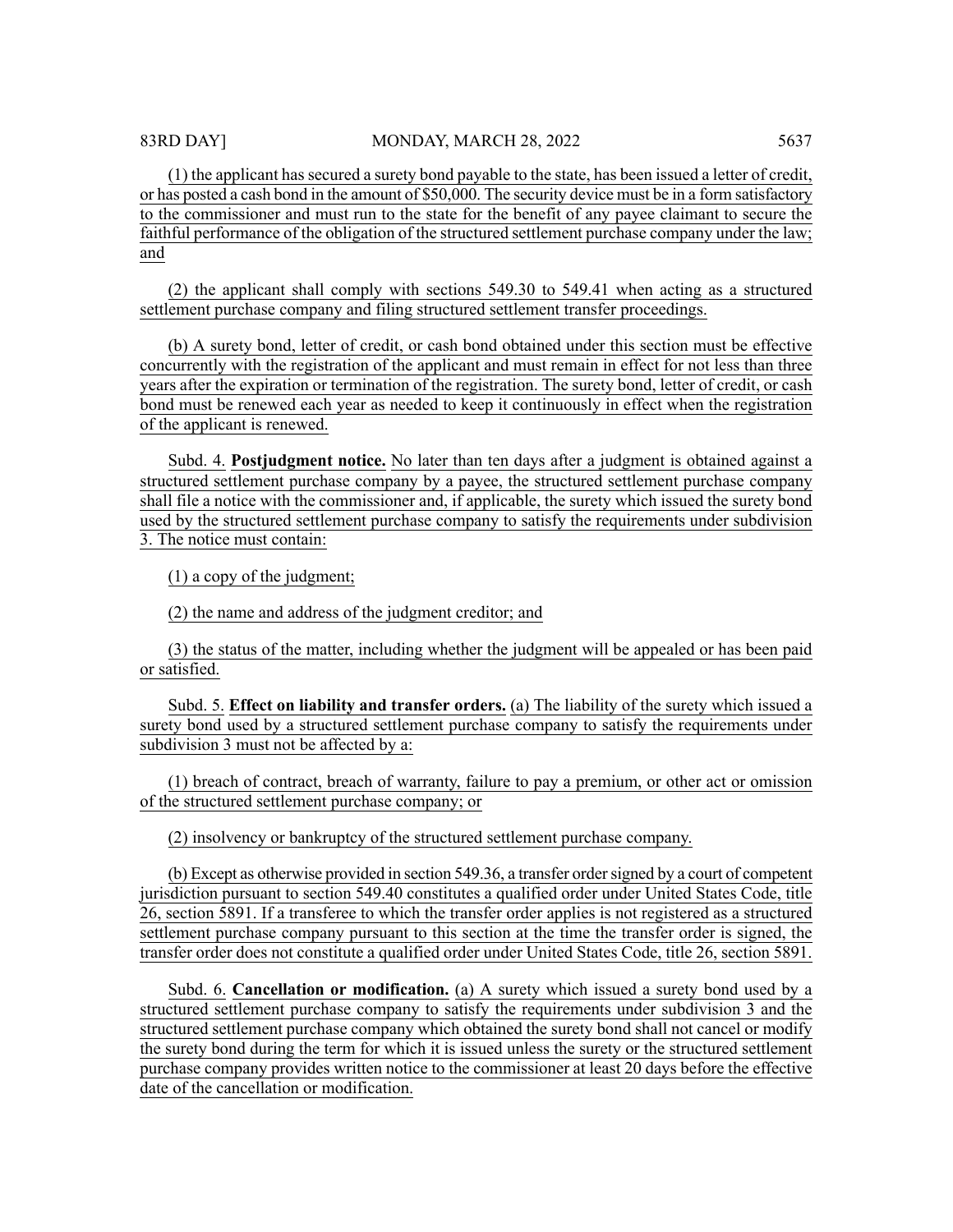(1) the applicant has secured a surety bond payable to the state, has been issued a letter of credit, or has posted a cash bond in the amount of $50,000. The security device must be in a form satisfactory to the commissioner and must run to the state for the benefit of any payee claimant to secure the faithful performance of the obligation of the structured settlement purchase company under the law; and

(2) the applicant shall comply with sections 549.30 to 549.41 when acting as a structured settlement purchase company and filing structured settlement transfer proceedings.

(b) A surety bond, letter of credit, or cash bond obtained under this section must be effective concurrently with the registration of the applicant and must remain in effect for not less than three years after the expiration or termination of the registration. The surety bond, letter of credit, or cash bond must be renewed each year as needed to keep it continuously in effect when the registration of the applicant is renewed.

Subd. 4. **Postjudgment notice.** No later than ten days after a judgment is obtained against a structured settlement purchase company by a payee, the structured settlement purchase company shall file a notice with the commissioner and, if applicable, the surety which issued the surety bond used by the structured settlement purchase company to satisfy the requirements under subdivision 3. The notice must contain:

(1) a copy of the judgment;

(2) the name and address of the judgment creditor; and

(3) the status of the matter, including whether the judgment will be appealed or has been paid or satisfied.

Subd. 5. **Effect on liability and transfer orders.** (a) The liability of the surety which issued a surety bond used by a structured settlement purchase company to satisfy the requirements under subdivision 3 must not be affected by a:

(1) breach of contract, breach of warranty, failure to pay a premium, or other act or omission of the structured settlement purchase company; or

(2) insolvency or bankruptcy of the structured settlement purchase company.

(b) Except as otherwise provided in section 549.36, a transfer order signed by a court of competent jurisdiction pursuant to section 549.40 constitutes a qualified order under United States Code, title 26, section 5891. If a transferee to which the transfer order applies is not registered as a structured settlement purchase company pursuant to this section at the time the transfer order is signed, the transfer order does not constitute a qualified order under United States Code, title 26, section 5891.

Subd. 6. **Cancellation or modification.** (a) A surety which issued a surety bond used by a structured settlement purchase company to satisfy the requirements under subdivision 3 and the structured settlement purchase company which obtained the surety bond shall not cancel or modify the surety bond during the term for which it is issued unless the surety or the structured settlement purchase company provides written notice to the commissioner at least 20 days before the effective date of the cancellation or modification.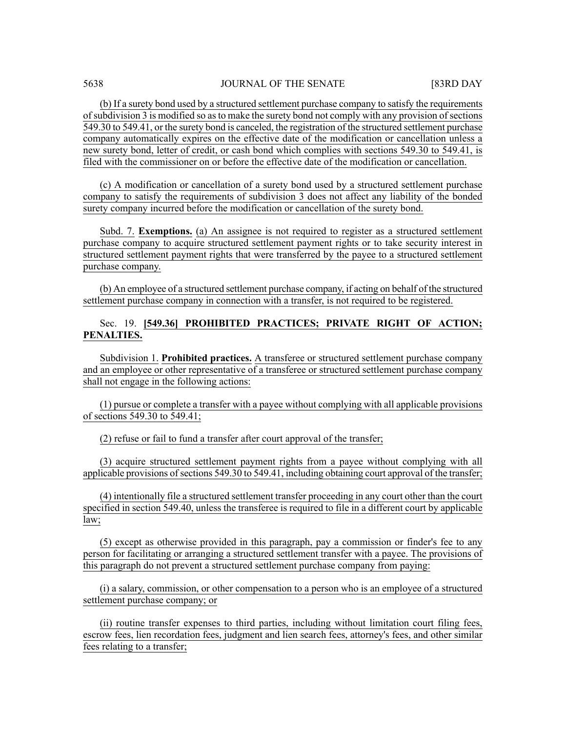(b) If a surety bond used by a structured settlement purchase company to satisfy the requirements of subdivision 3 is modified so as to make the surety bond not comply with any provision of sections 549.30 to 549.41, or the surety bond is canceled, the registration of the structured settlement purchase company automatically expires on the effective date of the modification or cancellation unless a new surety bond, letter of credit, or cash bond which complies with sections 549.30 to 549.41, is filed with the commissioner on or before the effective date of the modification or cancellation.

(c) A modification or cancellation of a surety bond used by a structured settlement purchase company to satisfy the requirements of subdivision 3 does not affect any liability of the bonded surety company incurred before the modification or cancellation of the surety bond.

Subd. 7. **Exemptions.** (a) An assignee is not required to register as a structured settlement purchase company to acquire structured settlement payment rights or to take security interest in structured settlement payment rights that were transferred by the payee to a structured settlement purchase company.

(b) An employee of a structured settlement purchase company, if acting on behalf of the structured settlement purchase company in connection with a transfer, is not required to be registered.

Sec. 19. **[549.36] PROHIBITED PRACTICES; PRIVATE RIGHT OF ACTION; PENALTIES.**

Subdivision 1. **Prohibited practices.** A transferee or structured settlement purchase company and an employee or other representative of a transferee or structured settlement purchase company shall not engage in the following actions:

(1) pursue or complete a transfer with a payee without complying with all applicable provisions of sections 549.30 to 549.41;

(2) refuse or fail to fund a transfer after court approval of the transfer;

(3) acquire structured settlement payment rights from a payee without complying with all applicable provisions of sections 549.30 to 549.41, including obtaining court approval of the transfer;

(4) intentionally file a structured settlement transfer proceeding in any court other than the court specified in section 549.40, unless the transferee is required to file in a different court by applicable law;

(5) except as otherwise provided in this paragraph, pay a commission or finder's fee to any person for facilitating or arranging a structured settlement transfer with a payee. The provisions of this paragraph do not prevent a structured settlement purchase company from paying:

(i) a salary, commission, or other compensation to a person who is an employee of a structured settlement purchase company; or

(ii) routine transfer expenses to third parties, including without limitation court filing fees, escrow fees, lien recordation fees, judgment and lien search fees, attorney's fees, and other similar fees relating to a transfer;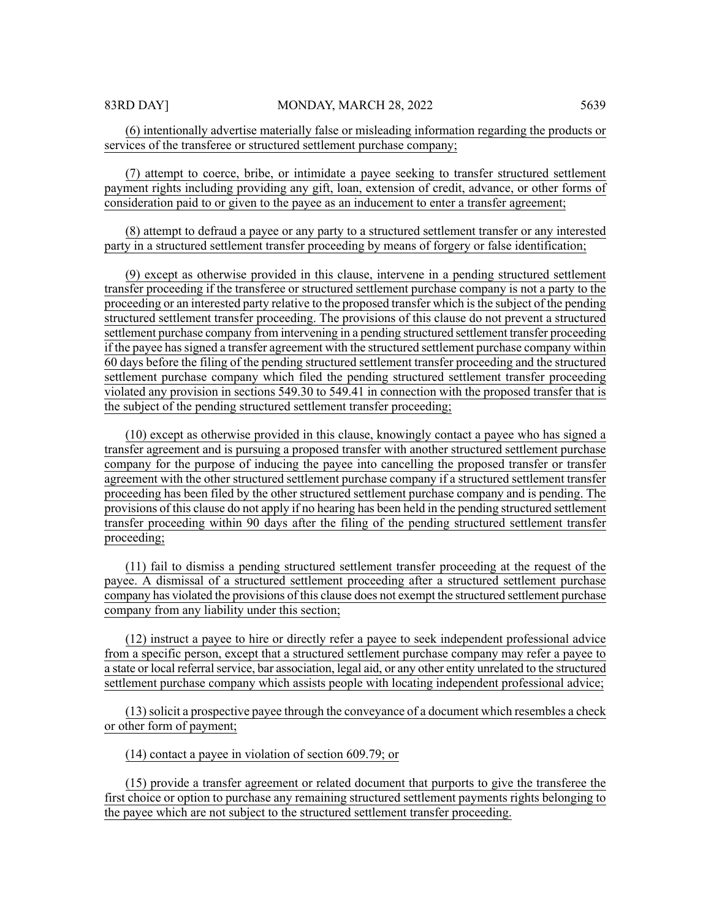(6) intentionally advertise materially false or misleading information regarding the products or services of the transferee or structured settlement purchase company;

(7) attempt to coerce, bribe, or intimidate a payee seeking to transfer structured settlement payment rights including providing any gift, loan, extension of credit, advance, or other forms of consideration paid to or given to the payee as an inducement to enter a transfer agreement;

(8) attempt to defraud a payee or any party to a structured settlement transfer or any interested party in a structured settlement transfer proceeding by means of forgery or false identification;

(9) except as otherwise provided in this clause, intervene in a pending structured settlement transfer proceeding if the transferee or structured settlement purchase company is not a party to the proceeding or an interested party relative to the proposed transfer which is the subject of the pending structured settlement transfer proceeding. The provisions of this clause do not prevent a structured settlement purchase company from intervening in a pending structured settlement transfer proceeding if the payee has signed a transfer agreement with the structured settlement purchase company within 60 days before the filing of the pending structured settlement transfer proceeding and the structured settlement purchase company which filed the pending structured settlement transfer proceeding violated any provision in sections 549.30 to 549.41 in connection with the proposed transfer that is the subject of the pending structured settlement transfer proceeding;

(10) except as otherwise provided in this clause, knowingly contact a payee who has signed a transfer agreement and is pursuing a proposed transfer with another structured settlement purchase company for the purpose of inducing the payee into cancelling the proposed transfer or transfer agreement with the other structured settlement purchase company if a structured settlement transfer proceeding has been filed by the other structured settlement purchase company and is pending. The provisions of this clause do not apply if no hearing has been held in the pending structured settlement transfer proceeding within 90 days after the filing of the pending structured settlement transfer proceeding;

(11) fail to dismiss a pending structured settlement transfer proceeding at the request of the payee. A dismissal of a structured settlement proceeding after a structured settlement purchase company has violated the provisions of this clause does not exempt the structured settlement purchase company from any liability under this section;

(12) instruct a payee to hire or directly refer a payee to seek independent professional advice from a specific person, except that a structured settlement purchase company may refer a payee to a state or local referral service, bar association, legal aid, or any other entity unrelated to the structured settlement purchase company which assists people with locating independent professional advice;

(13) solicit a prospective payee through the conveyance of a document which resembles a check or other form of payment;

(14) contact a payee in violation of section 609.79; or

(15) provide a transfer agreement or related document that purports to give the transferee the first choice or option to purchase any remaining structured settlement payments rights belonging to the payee which are not subject to the structured settlement transfer proceeding.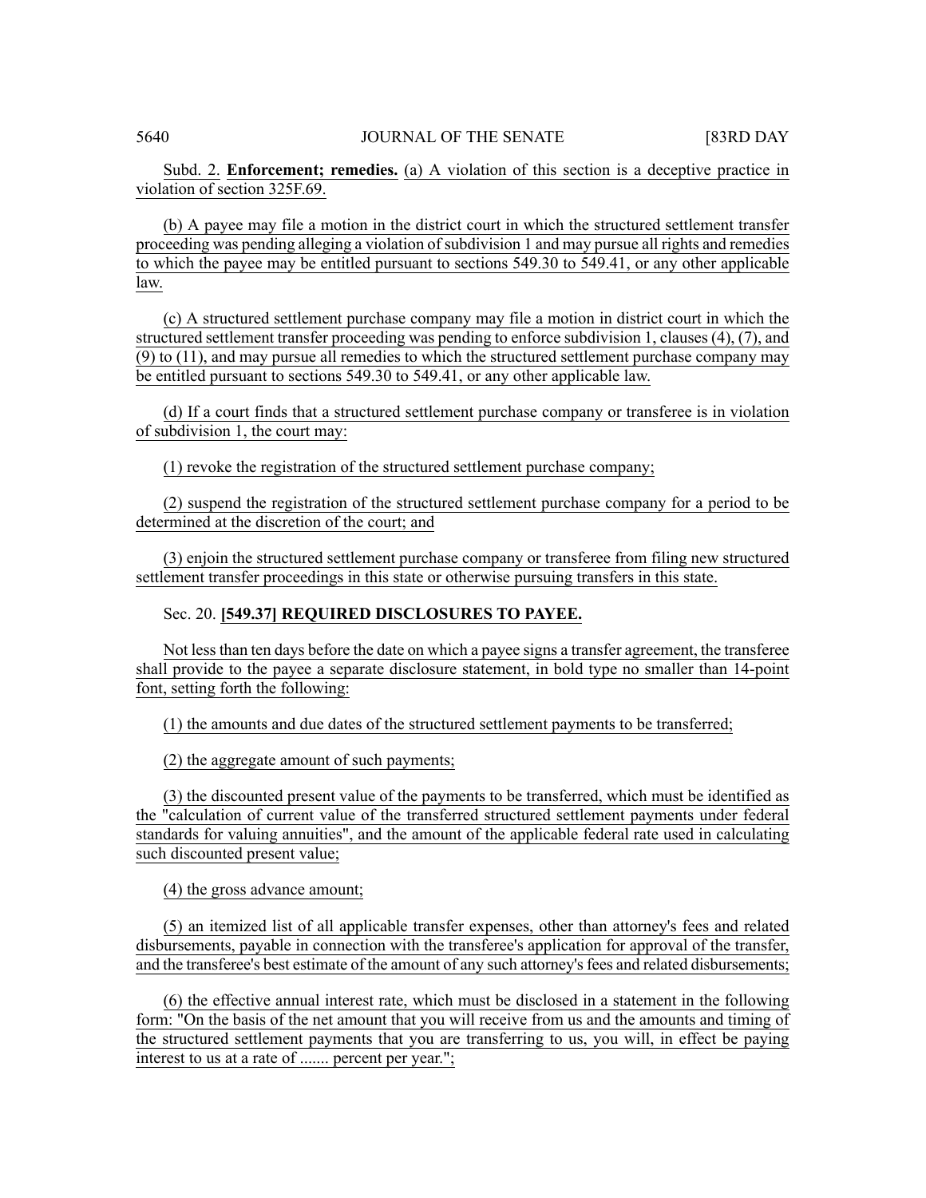Subd. 2. **Enforcement; remedies.** (a) A violation of this section is a deceptive practice in violation of section 325F.69.

(b) A payee may file a motion in the district court in which the structured settlement transfer proceeding was pending alleging a violation of subdivision 1 and may pursue all rights and remedies to which the payee may be entitled pursuant to sections 549.30 to 549.41, or any other applicable law.

(c) A structured settlement purchase company may file a motion in district court in which the structured settlement transfer proceeding was pending to enforce subdivision 1, clauses (4), (7), and (9) to (11), and may pursue all remedies to which the structured settlement purchase company may be entitled pursuant to sections 549.30 to 549.41, or any other applicable law.

(d) If a court finds that a structured settlement purchase company or transferee is in violation of subdivision 1, the court may:

(1) revoke the registration of the structured settlement purchase company;

(2) suspend the registration of the structured settlement purchase company for a period to be determined at the discretion of the court; and

(3) enjoin the structured settlement purchase company or transferee from filing new structured settlement transfer proceedings in this state or otherwise pursuing transfers in this state.

Sec. 20. **[549.37] REQUIRED DISCLOSURES TO PAYEE.**

Not less than ten days before the date on which a payee signs a transfer agreement, the transferee shall provide to the payee a separate disclosure statement, in bold type no smaller than 14-point font, setting forth the following:

(1) the amounts and due dates of the structured settlement payments to be transferred;

(2) the aggregate amount of such payments;

(3) the discounted present value of the payments to be transferred, which must be identified as the "calculation of current value of the transferred structured settlement payments under federal standards for valuing annuities", and the amount of the applicable federal rate used in calculating such discounted present value;

(4) the gross advance amount;

(5) an itemized list of all applicable transfer expenses, other than attorney's fees and related disbursements, payable in connection with the transferee's application for approval of the transfer, and the transferee's best estimate of the amount of any such attorney's fees and related disbursements;

(6) the effective annual interest rate, which must be disclosed in a statement in the following form: "On the basis of the net amount that you will receive from us and the amounts and timing of the structured settlement payments that you are transferring to us, you will, in effect be paying interest to us at a rate of ....... percent per year.";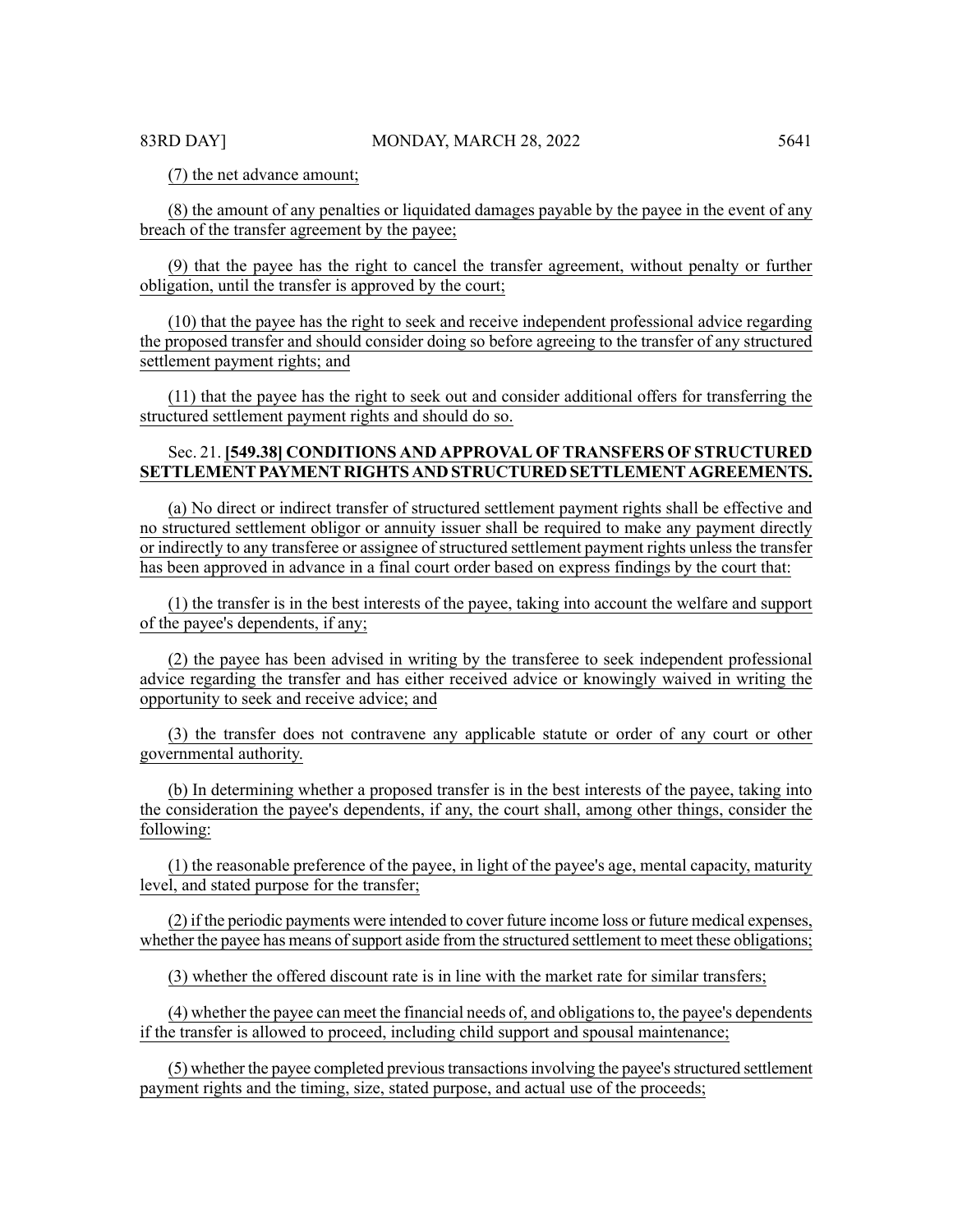(7) the net advance amount;

(8) the amount of any penalties or liquidated damages payable by the payee in the event of any breach of the transfer agreement by the payee;

(9) that the payee has the right to cancel the transfer agreement, without penalty or further obligation, until the transfer is approved by the court;

(10) that the payee has the right to seek and receive independent professional advice regarding the proposed transfer and should consider doing so before agreeing to the transfer of any structured settlement payment rights; and

(11) that the payee has the right to seek out and consider additional offers for transferring the structured settlement payment rights and should do so.

Sec. 21. **[549.38] CONDITIONS AND APPROVAL OF TRANSFERS OF STRUCTURED SETTLEMENT PAYMENT RIGHTS AND STRUCTURED SETTLEMENT AGREEMENTS.**

(a) No direct or indirect transfer of structured settlement payment rights shall be effective and no structured settlement obligor or annuity issuer shall be required to make any payment directly or indirectly to any transferee or assignee of structured settlement payment rights unless the transfer has been approved in advance in a final court order based on express findings by the court that:

(1) the transfer is in the best interests of the payee, taking into account the welfare and support of the payee's dependents, if any;

(2) the payee has been advised in writing by the transferee to seek independent professional advice regarding the transfer and has either received advice or knowingly waived in writing the opportunity to seek and receive advice; and

(3) the transfer does not contravene any applicable statute or order of any court or other governmental authority.

(b) In determining whether a proposed transfer is in the best interests of the payee, taking into the consideration the payee's dependents, if any, the court shall, among other things, consider the following:

(1) the reasonable preference of the payee, in light of the payee's age, mental capacity, maturity level, and stated purpose for the transfer;

(2) if the periodic payments were intended to cover future income loss or future medical expenses, whether the payee has means of support aside from the structured settlement to meet these obligations;

(3) whether the offered discount rate is in line with the market rate for similar transfers;

(4) whether the payee can meet the financial needs of, and obligations to, the payee's dependents if the transfer is allowed to proceed, including child support and spousal maintenance;

(5) whether the payee completed previous transactions involving the payee's structured settlement payment rights and the timing, size, stated purpose, and actual use of the proceeds;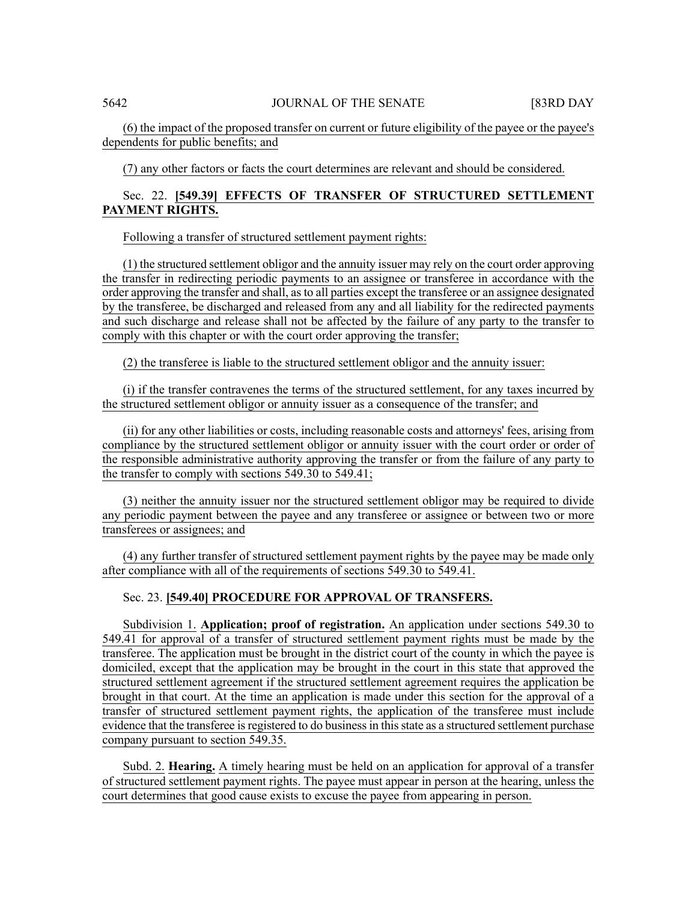(6) the impact of the proposed transfer on current or future eligibility of the payee or the payee's dependents for public benefits; and

(7) any other factors or facts the court determines are relevant and should be considered.

Sec. 22. **[549.39] EFFECTS OF TRANSFER OF STRUCTURED SETTLEMENT PAYMENT RIGHTS.**

Following a transfer of structured settlement payment rights:

(1) the structured settlement obligor and the annuity issuer may rely on the court order approving the transfer in redirecting periodic payments to an assignee or transferee in accordance with the order approving the transfer and shall, as to all parties except the transferee or an assignee designated by the transferee, be discharged and released from any and all liability for the redirected payments and such discharge and release shall not be affected by the failure of any party to the transfer to comply with this chapter or with the court order approving the transfer;

(2) the transferee is liable to the structured settlement obligor and the annuity issuer:

(i) if the transfer contravenes the terms of the structured settlement, for any taxes incurred by the structured settlement obligor or annuity issuer as a consequence of the transfer; and

(ii) for any other liabilities or costs, including reasonable costs and attorneys' fees, arising from compliance by the structured settlement obligor or annuity issuer with the court order or order of the responsible administrative authority approving the transfer or from the failure of any party to the transfer to comply with sections 549.30 to 549.41;

(3) neither the annuity issuer nor the structured settlement obligor may be required to divide any periodic payment between the payee and any transferee or assignee or between two or more transferees or assignees; and

(4) any further transfer of structured settlement payment rights by the payee may be made only after compliance with all of the requirements of sections 549.30 to 549.41.

Sec. 23. **[549.40] PROCEDURE FOR APPROVAL OF TRANSFERS.**

Subdivision 1. **Application; proof of registration.** An application under sections 549.30 to 549.41 for approval of a transfer of structured settlement payment rights must be made by the transferee. The application must be brought in the district court of the county in which the payee is domiciled, except that the application may be brought in the court in this state that approved the structured settlement agreement if the structured settlement agreement requires the application be brought in that court. At the time an application is made under this section for the approval of a transfer of structured settlement payment rights, the application of the transferee must include evidence that the transferee is registered to do business in this state as a structured settlement purchase company pursuant to section 549.35.

Subd. 2. **Hearing.** A timely hearing must be held on an application for approval of a transfer of structured settlement payment rights. The payee must appear in person at the hearing, unless the court determines that good cause exists to excuse the payee from appearing in person.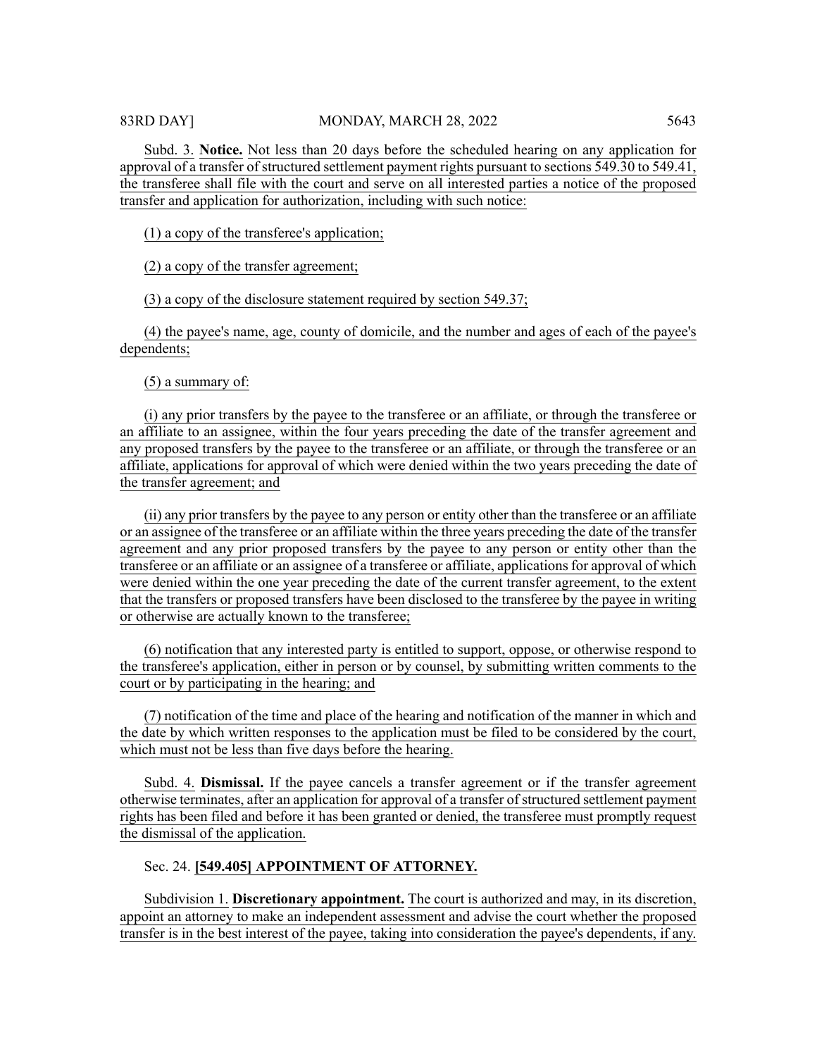Subd. 3. **Notice.** Not less than 20 days before the scheduled hearing on any application for approval of a transfer of structured settlement payment rights pursuant to sections 549.30 to 549.41, the transferee shall file with the court and serve on all interested parties a notice of the proposed transfer and application for authorization, including with such notice:

(1) a copy of the transferee's application;

(2) a copy of the transfer agreement;

(3) a copy of the disclosure statement required by section 549.37;

(4) the payee's name, age, county of domicile, and the number and ages of each of the payee's dependents;

(5) a summary of:

(i) any prior transfers by the payee to the transferee or an affiliate, or through the transferee or an affiliate to an assignee, within the four years preceding the date of the transfer agreement and any proposed transfers by the payee to the transferee or an affiliate, or through the transferee or an affiliate, applications for approval of which were denied within the two years preceding the date of the transfer agreement; and

(ii) any prior transfers by the payee to any person or entity other than the transferee or an affiliate or an assignee of the transferee or an affiliate within the three years preceding the date of the transfer agreement and any prior proposed transfers by the payee to any person or entity other than the transferee or an affiliate or an assignee of a transferee or affiliate, applications for approval of which were denied within the one year preceding the date of the current transfer agreement, to the extent that the transfers or proposed transfers have been disclosed to the transferee by the payee in writing or otherwise are actually known to the transferee;

(6) notification that any interested party is entitled to support, oppose, or otherwise respond to the transferee's application, either in person or by counsel, by submitting written comments to the court or by participating in the hearing; and

(7) notification of the time and place of the hearing and notification of the manner in which and the date by which written responses to the application must be filed to be considered by the court, which must not be less than five days before the hearing.

Subd. 4. **Dismissal.** If the payee cancels a transfer agreement or if the transfer agreement otherwise terminates, after an application for approval of a transfer of structured settlement payment rights has been filed and before it has been granted or denied, the transferee must promptly request the dismissal of the application.

Sec. 24. **[549.405] APPOINTMENT OF ATTORNEY.**

Subdivision 1. **Discretionary appointment.** The court is authorized and may, in its discretion, appoint an attorney to make an independent assessment and advise the court whether the proposed transfer is in the best interest of the payee, taking into consideration the payee's dependents, if any.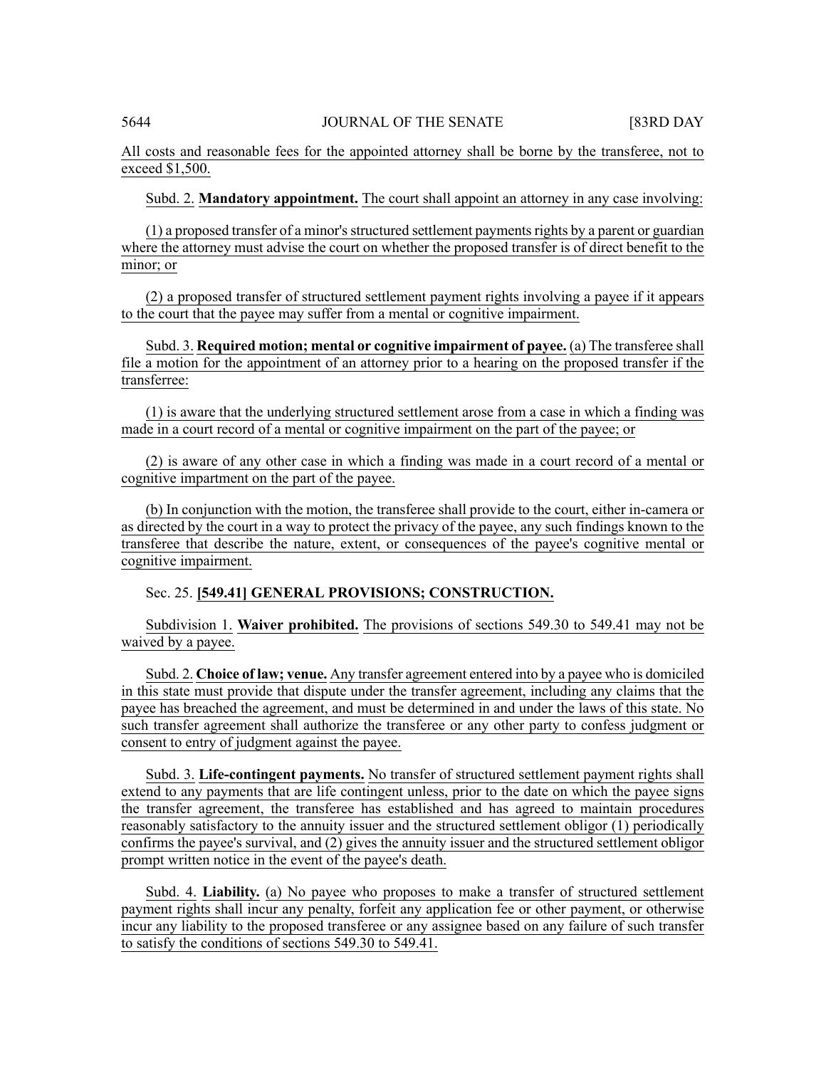All costs and reasonable fees for the appointed attorney shall be borne by the transferee, not to exceed $1,500.

Subd. 2. **Mandatory appointment.** The court shall appoint an attorney in any case involving:

(1) a proposed transfer of a minor's structured settlement payments rights by a parent or guardian where the attorney must advise the court on whether the proposed transfer is of direct benefit to the minor; or

(2) a proposed transfer of structured settlement payment rights involving a payee if it appears to the court that the payee may suffer from a mental or cognitive impairment.

Subd. 3. **Required motion; mental or cognitive impairment of payee.** (a) The transferee shall file a motion for the appointment of an attorney prior to a hearing on the proposed transfer if the transferree:

(1) is aware that the underlying structured settlement arose from a case in which a finding was made in a court record of a mental or cognitive impairment on the part of the payee; or

(2) is aware of any other case in which a finding was made in a court record of a mental or cognitive impartment on the part of the payee.

(b) In conjunction with the motion, the transferee shall provide to the court, either in-camera or as directed by the court in a way to protect the privacy of the payee, any such findings known to the transferee that describe the nature, extent, or consequences of the payee's cognitive mental or cognitive impairment.

Sec. 25. **[549.41] GENERAL PROVISIONS; CONSTRUCTION.**

Subdivision 1. **Waiver prohibited.** The provisions of sections 549.30 to 549.41 may not be waived by a payee.

Subd. 2. **Choice of law; venue.** Any transfer agreement entered into by a payee who is domiciled in this state must provide that dispute under the transfer agreement, including any claims that the payee has breached the agreement, and must be determined in and under the laws of this state. No such transfer agreement shall authorize the transferee or any other party to confess judgment or consent to entry of judgment against the payee.

Subd. 3. **Life-contingent payments.** No transfer of structured settlement payment rights shall extend to any payments that are life contingent unless, prior to the date on which the payee signs the transfer agreement, the transferee has established and has agreed to maintain procedures reasonably satisfactory to the annuity issuer and the structured settlement obligor (1) periodically confirms the payee's survival, and (2) gives the annuity issuer and the structured settlement obligor prompt written notice in the event of the payee's death.

Subd. 4. **Liability.** (a) No payee who proposes to make a transfer of structured settlement payment rights shall incur any penalty, forfeit any application fee or other payment, or otherwise incur any liability to the proposed transferee or any assignee based on any failure of such transfer to satisfy the conditions of sections 549.30 to 549.41.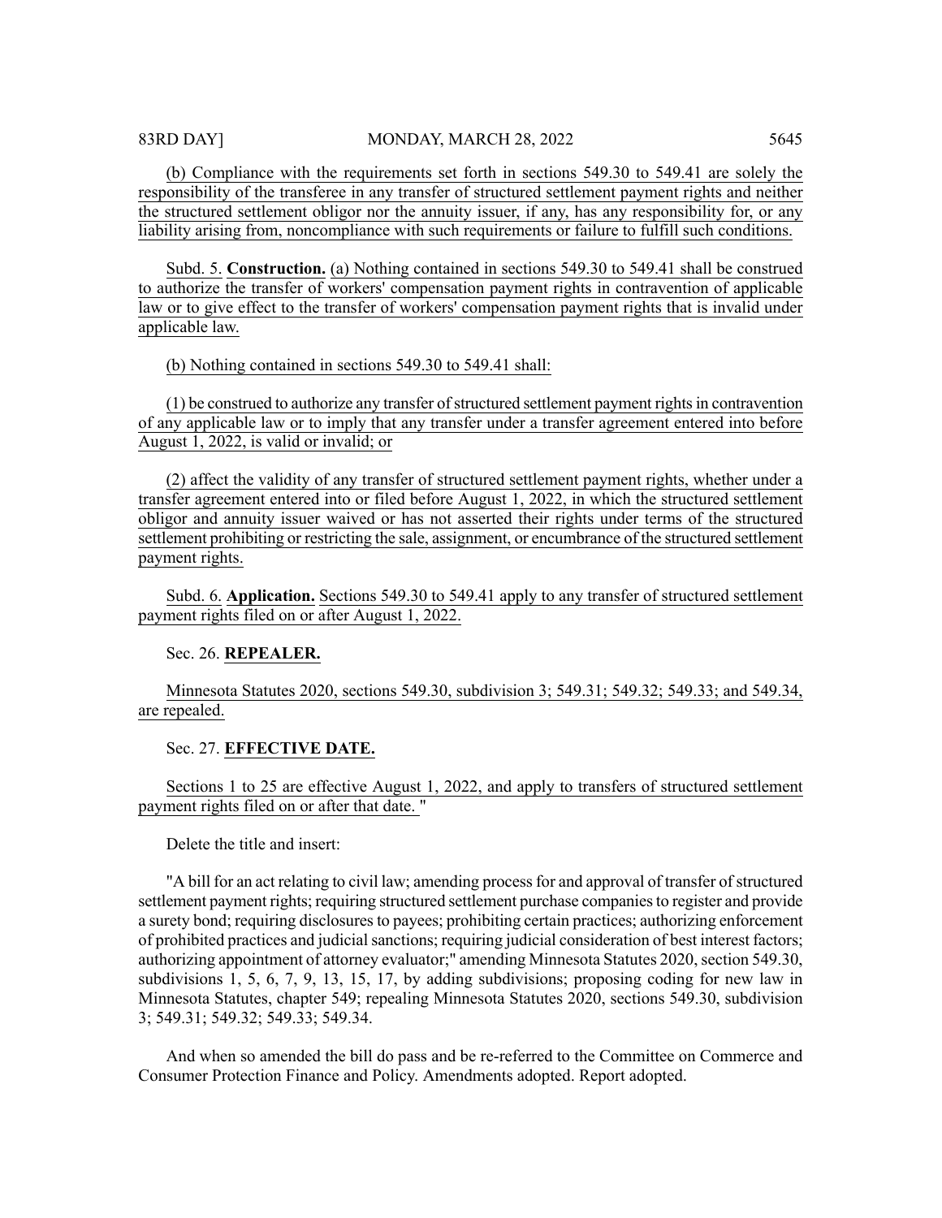(b) Compliance with the requirements set forth in sections 549.30 to 549.41 are solely the responsibility of the transferee in any transfer of structured settlement payment rights and neither the structured settlement obligor nor the annuity issuer, if any, has any responsibility for, or any liability arising from, noncompliance with such requirements or failure to fulfill such conditions.

Subd. 5. **Construction.** (a) Nothing contained in sections 549.30 to 549.41 shall be construed to authorize the transfer of workers' compensation payment rights in contravention of applicable law or to give effect to the transfer of workers' compensation payment rights that is invalid under applicable law.

(b) Nothing contained in sections 549.30 to 549.41 shall:

(1) be construed to authorize any transfer of structured settlement payment rights in contravention of any applicable law or to imply that any transfer under a transfer agreement entered into before August 1, 2022, is valid or invalid; or

(2) affect the validity of any transfer of structured settlement payment rights, whether under a transfer agreement entered into or filed before August 1, 2022, in which the structured settlement obligor and annuity issuer waived or has not asserted their rights under terms of the structured settlement prohibiting or restricting the sale, assignment, or encumbrance of the structured settlement payment rights.

Subd. 6. **Application.** Sections 549.30 to 549.41 apply to any transfer of structured settlement payment rights filed on or after August 1, 2022.

Sec. 26. **REPEALER.**

Minnesota Statutes 2020, sections 549.30, subdivision 3; 549.31; 549.32; 549.33; and 549.34, are repealed.

Sec. 27. **EFFECTIVE DATE.**

Sections 1 to 25 are effective August 1, 2022, and apply to transfers of structured settlement payment rights filed on or after that date. "

Delete the title and insert:

"A bill for an act relating to civil law; amending process for and approval of transfer of structured settlement payment rights; requiring structured settlement purchase companies to register and provide a surety bond; requiring disclosures to payees; prohibiting certain practices; authorizing enforcement of prohibited practices and judicial sanctions; requiring judicial consideration of best interest factors; authorizing appointment of attorney evaluator;" amending Minnesota Statutes 2020, section 549.30, subdivisions 1, 5, 6, 7, 9, 13, 15, 17, by adding subdivisions; proposing coding for new law in Minnesota Statutes, chapter 549; repealing Minnesota Statutes 2020, sections 549.30, subdivision 3; 549.31; 549.32; 549.33; 549.34.

And when so amended the bill do pass and be re-referred to the Committee on Commerce and Consumer Protection Finance and Policy. Amendments adopted. Report adopted.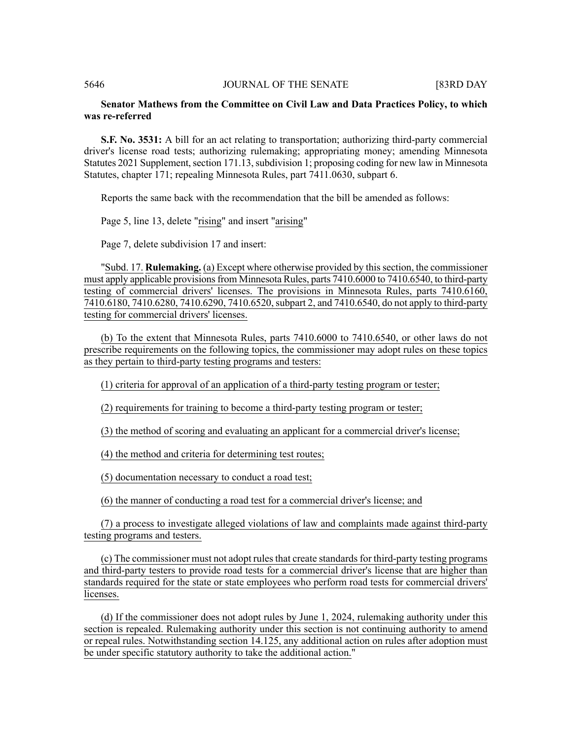**Senator Mathews from the Committee on Civil Law and Data Practices Policy, to which was re-referred**

**S.F. No. 3531:** A bill for an act relating to transportation; authorizing third-party commercial driver's license road tests; authorizing rulemaking; appropriating money; amending Minnesota Statutes 2021 Supplement, section 171.13, subdivision 1; proposing coding for new law in Minnesota Statutes, chapter 171; repealing Minnesota Rules, part 7411.0630, subpart 6.

Reports the same back with the recommendation that the bill be amended as follows:

Page 5, line 13, delete "rising" and insert "arising"

Page 7, delete subdivision 17 and insert:

"Subd. 17. **Rulemaking.** (a) Except where otherwise provided by this section, the commissioner must apply applicable provisions from Minnesota Rules, parts 7410.6000 to 7410.6540, to third-party testing of commercial drivers' licenses. The provisions in Minnesota Rules, parts 7410.6160, 7410.6180, 7410.6280, 7410.6290, 7410.6520, subpart 2, and 7410.6540, do not apply to third-party testing for commercial drivers' licenses.

(b) To the extent that Minnesota Rules, parts 7410.6000 to 7410.6540, or other laws do not prescribe requirements on the following topics, the commissioner may adopt rules on these topics as they pertain to third-party testing programs and testers:

(1) criteria for approval of an application of a third-party testing program or tester;

(2) requirements for training to become a third-party testing program or tester;

(3) the method of scoring and evaluating an applicant for a commercial driver's license;

(4) the method and criteria for determining test routes;

(5) documentation necessary to conduct a road test;

(6) the manner of conducting a road test for a commercial driver's license; and

(7) a process to investigate alleged violations of law and complaints made against third-party testing programs and testers.

(c) The commissioner must not adopt rules that create standards for third-party testing programs and third-party testers to provide road tests for a commercial driver's license that are higher than standards required for the state or state employees who perform road tests for commercial drivers' licenses.

(d) If the commissioner does not adopt rules by June 1, 2024, rulemaking authority under this section is repealed. Rulemaking authority under this section is not continuing authority to amend or repeal rules. Notwithstanding section 14.125, any additional action on rules after adoption must be under specific statutory authority to take the additional action."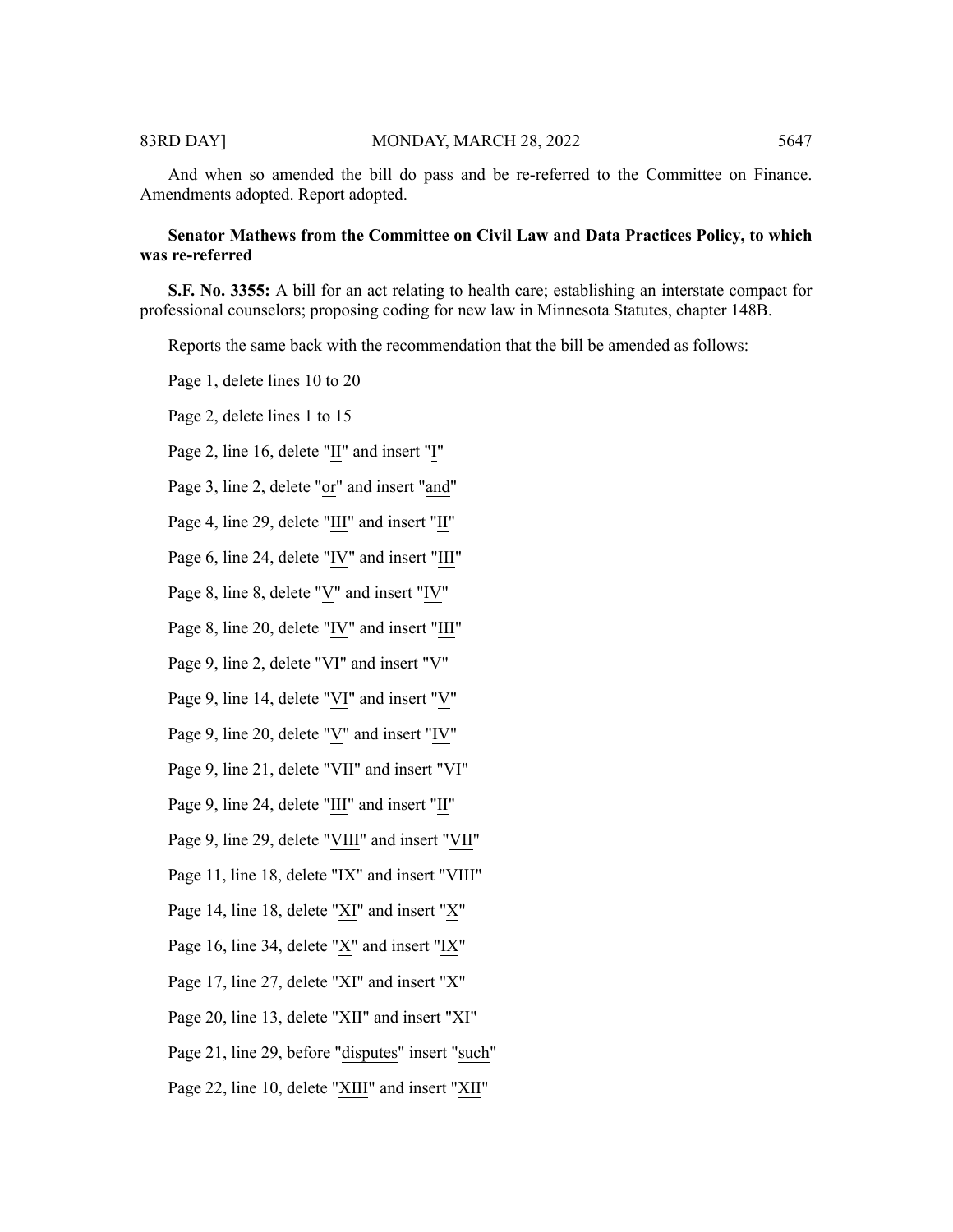And when so amended the bill do pass and be re-referred to the Committee on Finance. Amendments adopted. Report adopted.

**Senator Mathews from the Committee on Civil Law and Data Practices Policy, to which was re-referred**

**S.F. No. 3355:** A bill for an act relating to health care; establishing an interstate compact for professional counselors; proposing coding for new law in Minnesota Statutes, chapter 148B.

Reports the same back with the recommendation that the bill be amended as follows:

Page 1, delete lines 10 to 20

Page 2, delete lines 1 to 15

Page 2, line 16, delete "II" and insert "I"

Page 3, line 2, delete "or" and insert "and"

Page 4, line 29, delete "III" and insert "II"

Page 6, line 24, delete "IV" and insert "III"

Page 8, line 8, delete "V" and insert "IV"

Page 8, line 20, delete "IV" and insert "III"

Page 9, line 2, delete "VI" and insert "V"

Page 9, line 14, delete "VI" and insert "V"

Page 9, line 20, delete "V" and insert "IV"

Page 9, line 21, delete "VII" and insert "VI"

Page 9, line 24, delete "III" and insert "II"

Page 9, line 29, delete "VIII" and insert "VII"

Page 11, line 18, delete "IX" and insert "VIII"

Page 14, line 18, delete "XI" and insert "X"

Page 16, line 34, delete "X" and insert "IX"

Page 17, line 27, delete "XI" and insert "X"

Page 20, line 13, delete "XII" and insert "XI"

Page 21, line 29, before "disputes" insert "such"

Page 22, line 10, delete "XIII" and insert "XII"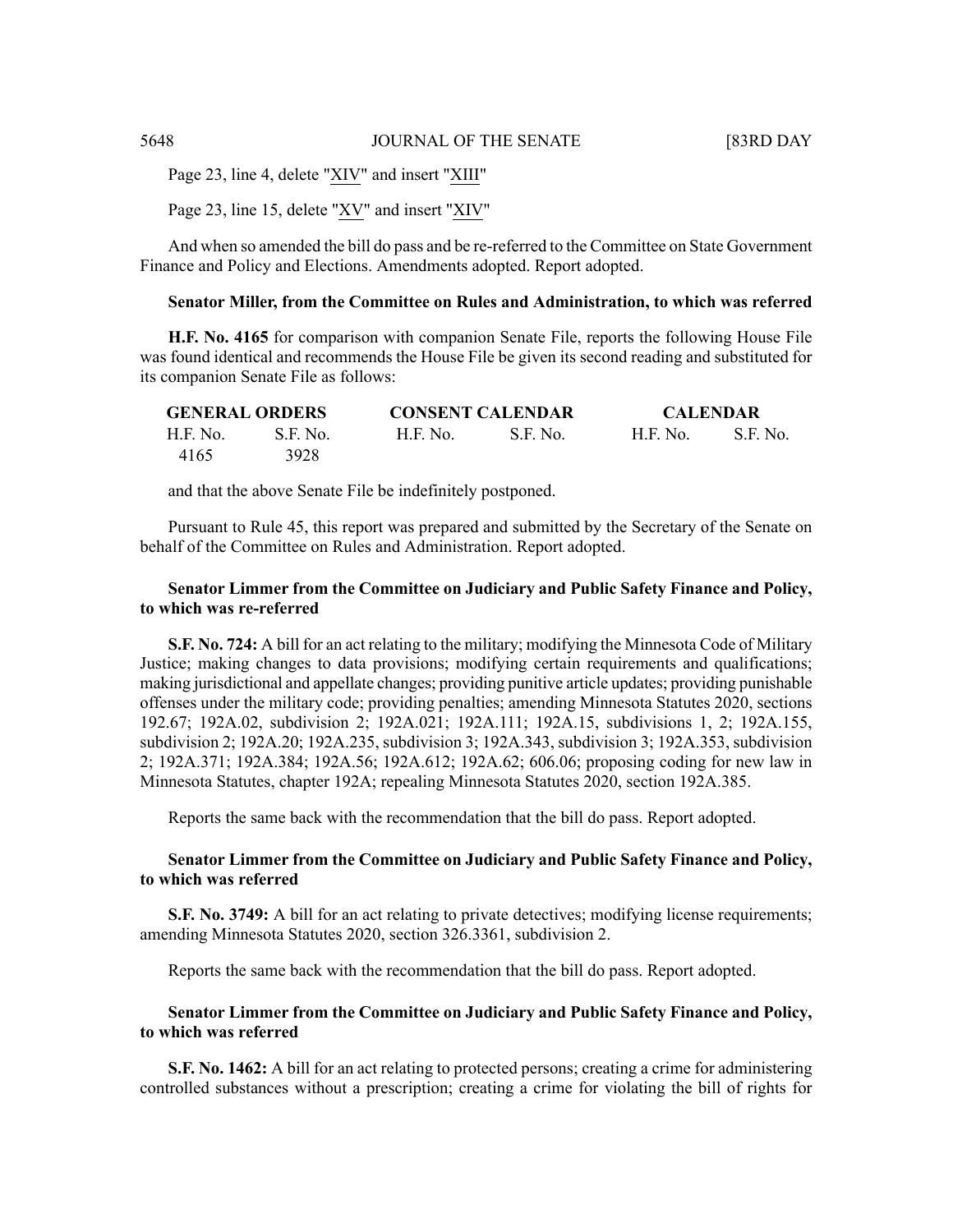Page 23, line 4, delete "XIV" and insert "XIII"

Page 23, line 15, delete "XV" and insert "XIV"

And when so amended the bill do pass and be re-referred to the Committee on State Government Finance and Policy and Elections. Amendments adopted. Report adopted.

**Senator Miller, from the Committee on Rules and Administration, to which was referred**

**H.F. No. 4165** for comparison with companion Senate File, reports the following House File was found identical and recommends the House File be given its second reading and substituted for its companion Senate File as follows:

| GENERAL ORDERS | | CONSENT CALENDAR | | CALENDAR | |
|---|---|---|---|---|---|
| H.F. No. | S.F. No. | H.F. No. | S.F. No. | H.F. No. | S.F. No. |
| 4165 | 3928 | | | | |

and that the above Senate File be indefinitely postponed.

Pursuant to Rule 45, this report was prepared and submitted by the Secretary of the Senate on behalf of the Committee on Rules and Administration. Report adopted.

**Senator Limmer from the Committee on Judiciary and Public Safety Finance and Policy, to which was re-referred**

**S.F. No. 724:** A bill for an act relating to the military; modifying the Minnesota Code of Military Justice; making changes to data provisions; modifying certain requirements and qualifications; making jurisdictional and appellate changes; providing punitive article updates; providing punishable offenses under the military code; providing penalties; amending Minnesota Statutes 2020, sections 192.67; 192A.02, subdivision 2; 192A.021; 192A.111; 192A.15, subdivisions 1, 2; 192A.155, subdivision 2; 192A.20; 192A.235, subdivision 3; 192A.343, subdivision 3; 192A.353, subdivision 2; 192A.371; 192A.384; 192A.56; 192A.612; 192A.62; 606.06; proposing coding for new law in Minnesota Statutes, chapter 192A; repealing Minnesota Statutes 2020, section 192A.385.

Reports the same back with the recommendation that the bill do pass. Report adopted.

**Senator Limmer from the Committee on Judiciary and Public Safety Finance and Policy, to which was referred**

**S.F. No. 3749:** A bill for an act relating to private detectives; modifying license requirements; amending Minnesota Statutes 2020, section 326.3361, subdivision 2.

Reports the same back with the recommendation that the bill do pass. Report adopted.

**Senator Limmer from the Committee on Judiciary and Public Safety Finance and Policy, to which was referred**

**S.F. No. 1462:** A bill for an act relating to protected persons; creating a crime for administering controlled substances without a prescription; creating a crime for violating the bill of rights for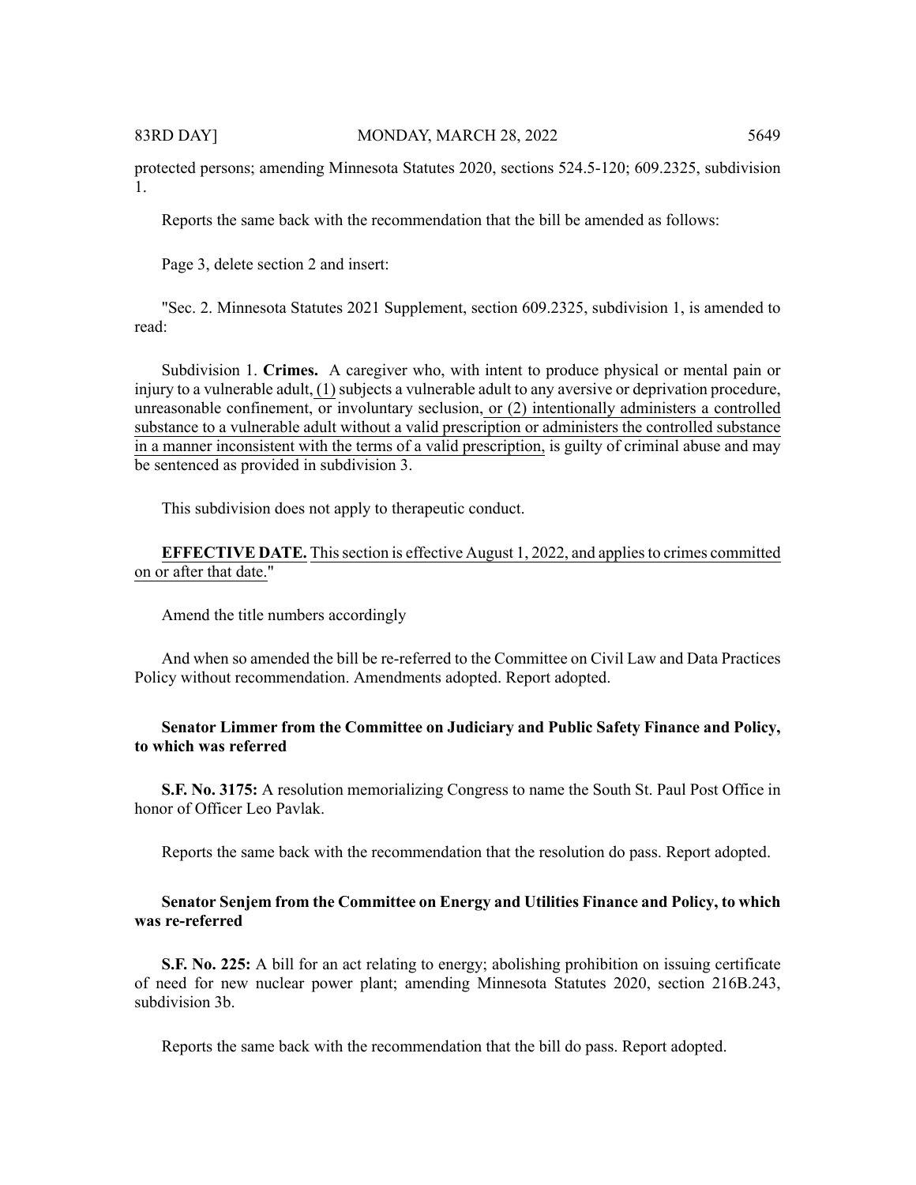protected persons; amending Minnesota Statutes 2020, sections 524.5-120; 609.2325, subdivision 1.

Reports the same back with the recommendation that the bill be amended as follows:

Page 3, delete section 2 and insert:

"Sec. 2. Minnesota Statutes 2021 Supplement, section 609.2325, subdivision 1, is amended to read:

Subdivision 1. **Crimes.** A caregiver who, with intent to produce physical or mental pain or injury to a vulnerable adult, (1) subjects a vulnerable adult to any aversive or deprivation procedure, unreasonable confinement, or involuntary seclusion, or (2) intentionally administers a controlled substance to a vulnerable adult without a valid prescription or administers the controlled substance in a manner inconsistent with the terms of a valid prescription, is guilty of criminal abuse and may be sentenced as provided in subdivision 3.

This subdivision does not apply to therapeutic conduct.

**EFFECTIVE DATE.** This section is effective August 1, 2022, and applies to crimes committed on or after that date."

Amend the title numbers accordingly

And when so amended the bill be re-referred to the Committee on Civil Law and Data Practices Policy without recommendation. Amendments adopted. Report adopted.

**Senator Limmer from the Committee on Judiciary and Public Safety Finance and Policy, to which was referred**

**S.F. No. 3175:** A resolution memorializing Congress to name the South St. Paul Post Office in honor of Officer Leo Pavlak.

Reports the same back with the recommendation that the resolution do pass. Report adopted.

**Senator Senjem from the Committee on Energy and Utilities Finance and Policy, to which was re-referred**

**S.F. No. 225:** A bill for an act relating to energy; abolishing prohibition on issuing certificate of need for new nuclear power plant; amending Minnesota Statutes 2020, section 216B.243, subdivision 3b.

Reports the same back with the recommendation that the bill do pass. Report adopted.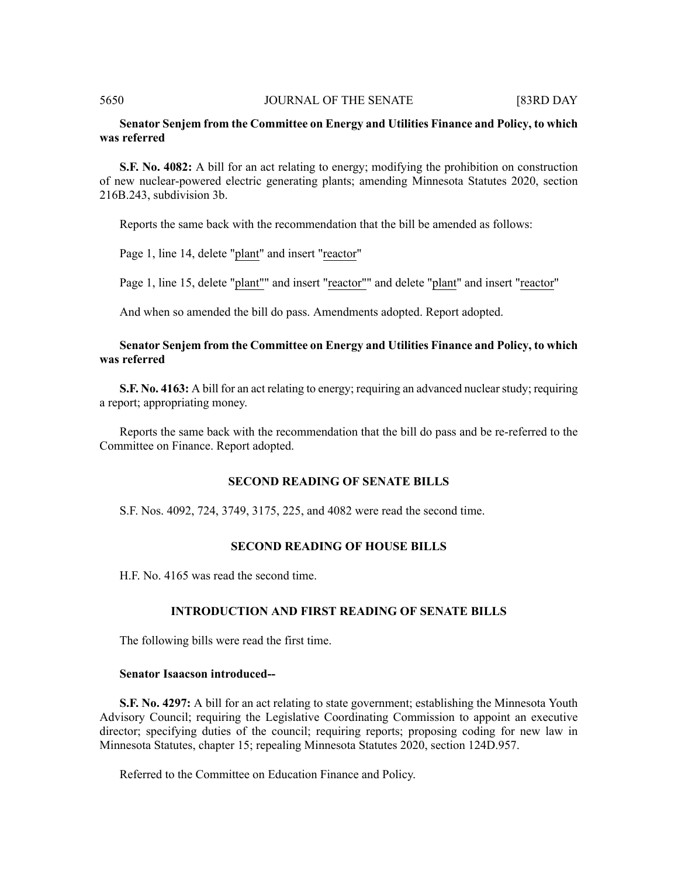**Senator Senjem from the Committee on Energy and Utilities Finance and Policy, to which was referred**

**S.F. No. 4082:** A bill for an act relating to energy; modifying the prohibition on construction of new nuclear-powered electric generating plants; amending Minnesota Statutes 2020, section 216B.243, subdivision 3b.

Reports the same back with the recommendation that the bill be amended as follows:

Page 1, line 14, delete "plant" and insert "reactor"

Page 1, line 15, delete "plant"" and insert "reactor"" and delete "plant" and insert "reactor"

And when so amended the bill do pass. Amendments adopted. Report adopted.

**Senator Senjem from the Committee on Energy and Utilities Finance and Policy, to which was referred**

**S.F. No. 4163:** A bill for an act relating to energy; requiring an advanced nuclear study; requiring a report; appropriating money.

Reports the same back with the recommendation that the bill do pass and be re-referred to the Committee on Finance. Report adopted.

## SECOND READING OF SENATE BILLS

S.F. Nos. 4092, 724, 3749, 3175, 225, and 4082 were read the second time.

## SECOND READING OF HOUSE BILLS

H.F. No. 4165 was read the second time.

## INTRODUCTION AND FIRST READING OF SENATE BILLS

The following bills were read the first time.

**Senator Isaacson introduced--**

**S.F. No. 4297:** A bill for an act relating to state government; establishing the Minnesota Youth Advisory Council; requiring the Legislative Coordinating Commission to appoint an executive director; specifying duties of the council; requiring reports; proposing coding for new law in Minnesota Statutes, chapter 15; repealing Minnesota Statutes 2020, section 124D.957.

Referred to the Committee on Education Finance and Policy.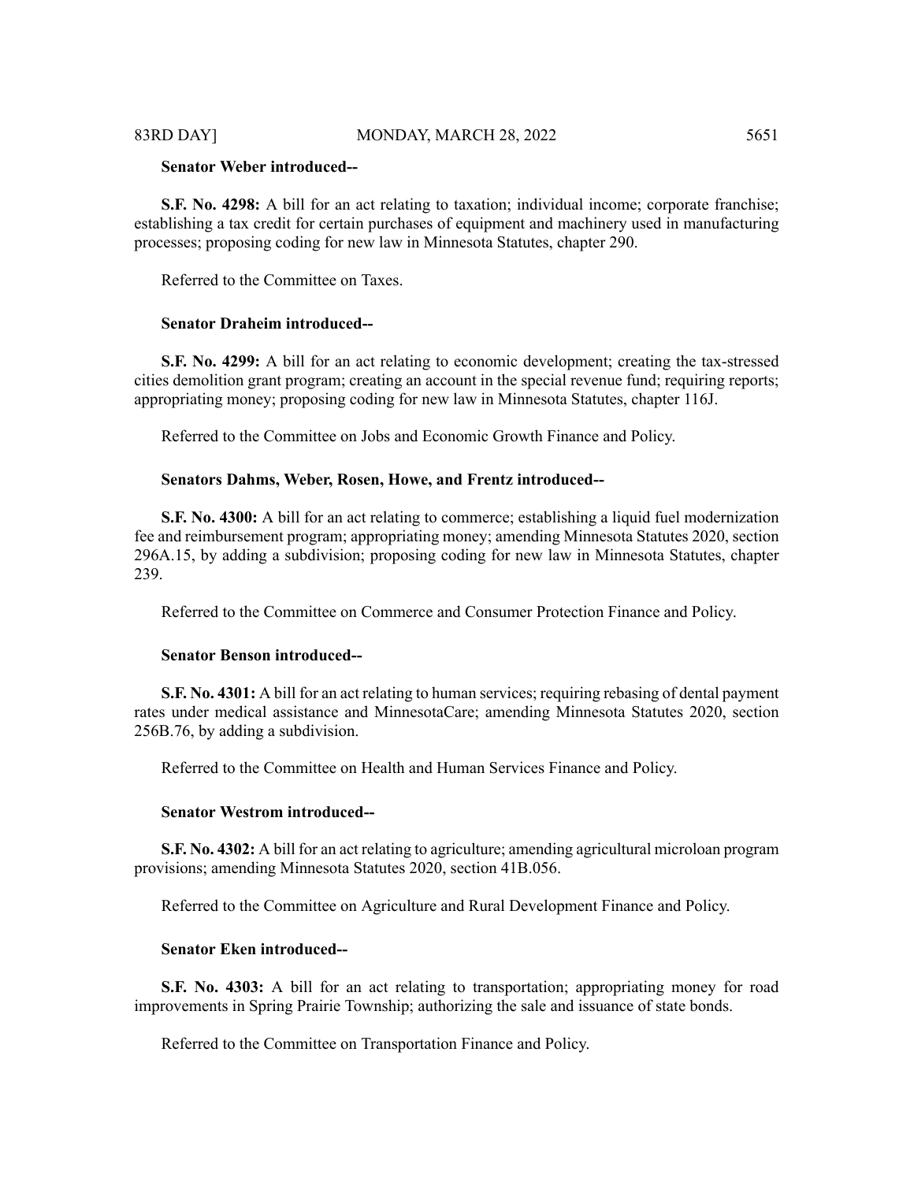**Senator Weber introduced--**

**S.F. No. 4298:** A bill for an act relating to taxation; individual income; corporate franchise; establishing a tax credit for certain purchases of equipment and machinery used in manufacturing processes; proposing coding for new law in Minnesota Statutes, chapter 290.

Referred to the Committee on Taxes.

**Senator Draheim introduced--**

**S.F. No. 4299:** A bill for an act relating to economic development; creating the tax-stressed cities demolition grant program; creating an account in the special revenue fund; requiring reports; appropriating money; proposing coding for new law in Minnesota Statutes, chapter 116J.

Referred to the Committee on Jobs and Economic Growth Finance and Policy.

**Senators Dahms, Weber, Rosen, Howe, and Frentz introduced--**

**S.F. No. 4300:** A bill for an act relating to commerce; establishing a liquid fuel modernization fee and reimbursement program; appropriating money; amending Minnesota Statutes 2020, section 296A.15, by adding a subdivision; proposing coding for new law in Minnesota Statutes, chapter 239.

Referred to the Committee on Commerce and Consumer Protection Finance and Policy.

**Senator Benson introduced--**

**S.F. No. 4301:** A bill for an act relating to human services; requiring rebasing of dental payment rates under medical assistance and MinnesotaCare; amending Minnesota Statutes 2020, section 256B.76, by adding a subdivision.

Referred to the Committee on Health and Human Services Finance and Policy.

**Senator Westrom introduced--**

**S.F. No. 4302:** A bill for an act relating to agriculture; amending agricultural microloan program provisions; amending Minnesota Statutes 2020, section 41B.056.

Referred to the Committee on Agriculture and Rural Development Finance and Policy.

**Senator Eken introduced--**

**S.F. No. 4303:** A bill for an act relating to transportation; appropriating money for road improvements in Spring Prairie Township; authorizing the sale and issuance of state bonds.

Referred to the Committee on Transportation Finance and Policy.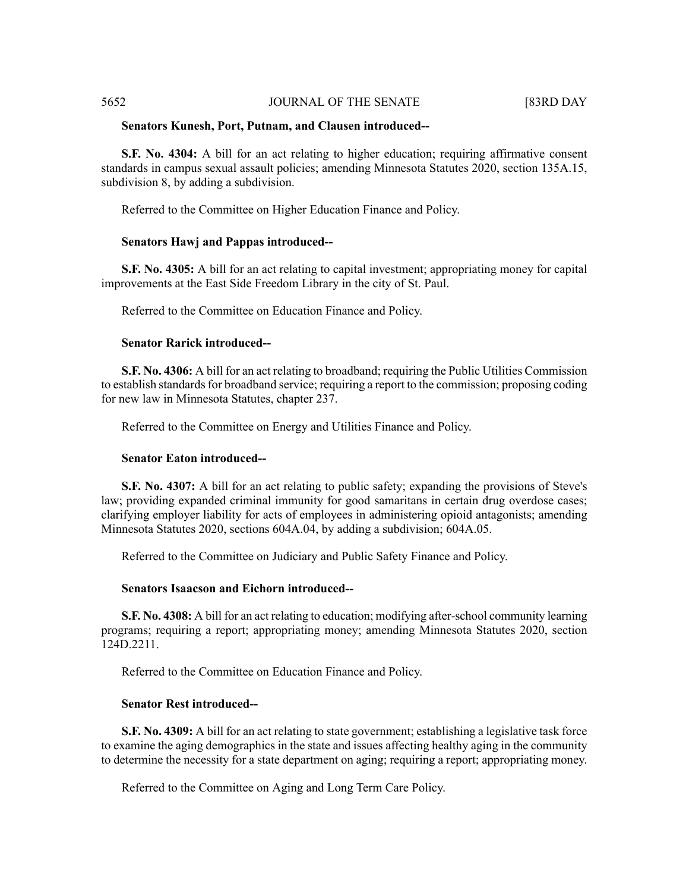**Senators Kunesh, Port, Putnam, and Clausen introduced--**

**S.F. No. 4304:** A bill for an act relating to higher education; requiring affirmative consent standards in campus sexual assault policies; amending Minnesota Statutes 2020, section 135A.15, subdivision 8, by adding a subdivision.

Referred to the Committee on Higher Education Finance and Policy.

**Senators Hawj and Pappas introduced--**

**S.F. No. 4305:** A bill for an act relating to capital investment; appropriating money for capital improvements at the East Side Freedom Library in the city of St. Paul.

Referred to the Committee on Education Finance and Policy.

**Senator Rarick introduced--**

**S.F. No. 4306:** A bill for an act relating to broadband; requiring the Public Utilities Commission to establish standards for broadband service; requiring a report to the commission; proposing coding for new law in Minnesota Statutes, chapter 237.

Referred to the Committee on Energy and Utilities Finance and Policy.

**Senator Eaton introduced--**

**S.F. No. 4307:** A bill for an act relating to public safety; expanding the provisions of Steve's law; providing expanded criminal immunity for good samaritans in certain drug overdose cases; clarifying employer liability for acts of employees in administering opioid antagonists; amending Minnesota Statutes 2020, sections 604A.04, by adding a subdivision; 604A.05.

Referred to the Committee on Judiciary and Public Safety Finance and Policy.

**Senators Isaacson and Eichorn introduced--**

**S.F. No. 4308:** A bill for an act relating to education; modifying after-school community learning programs; requiring a report; appropriating money; amending Minnesota Statutes 2020, section 124D.2211.

Referred to the Committee on Education Finance and Policy.

**Senator Rest introduced--**

**S.F. No. 4309:** A bill for an act relating to state government; establishing a legislative task force to examine the aging demographics in the state and issues affecting healthy aging in the community to determine the necessity for a state department on aging; requiring a report; appropriating money.

Referred to the Committee on Aging and Long Term Care Policy.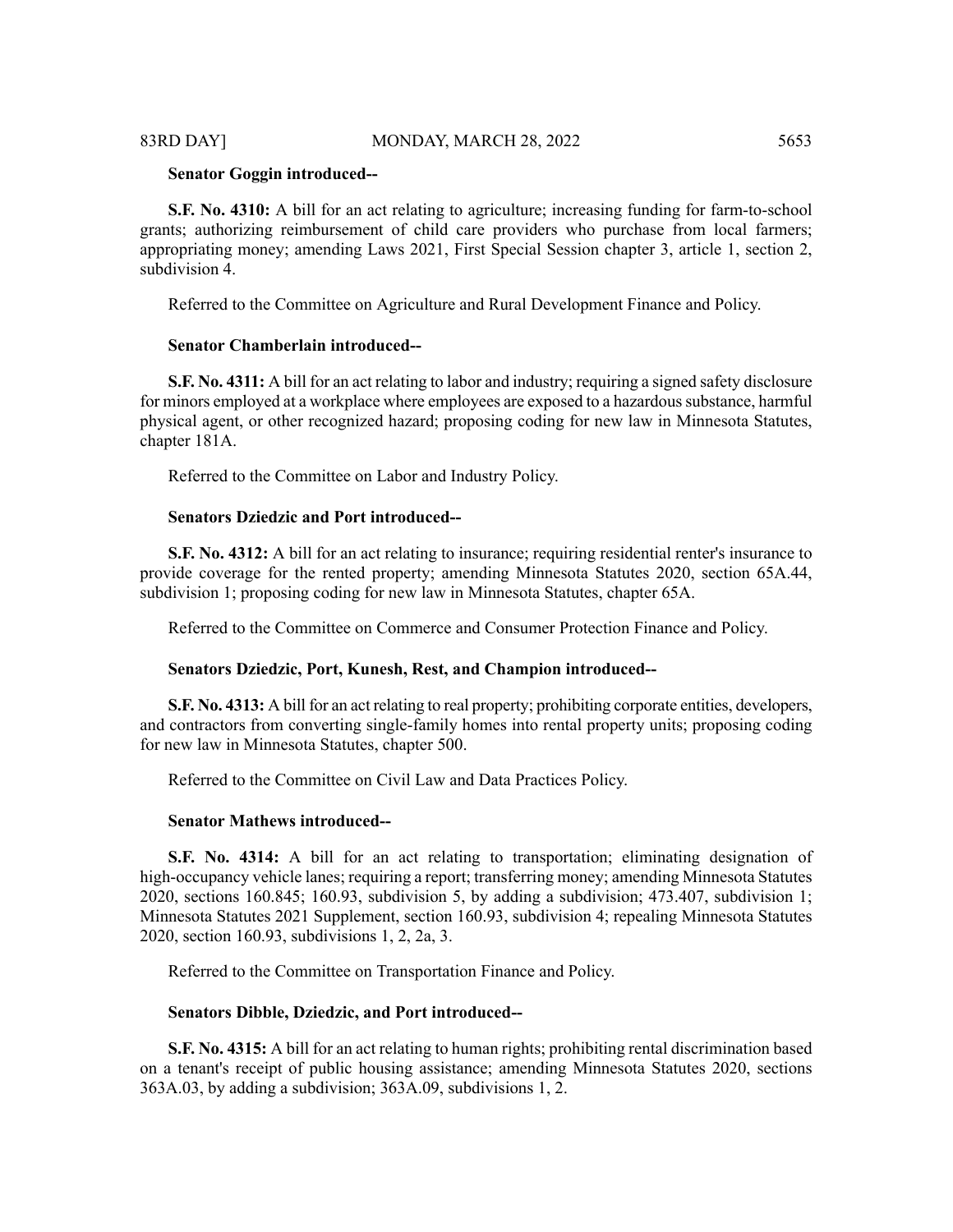**Senator Goggin introduced--**

**S.F. No. 4310:** A bill for an act relating to agriculture; increasing funding for farm-to-school grants; authorizing reimbursement of child care providers who purchase from local farmers; appropriating money; amending Laws 2021, First Special Session chapter 3, article 1, section 2, subdivision 4.

Referred to the Committee on Agriculture and Rural Development Finance and Policy.

**Senator Chamberlain introduced--**

**S.F. No. 4311:** A bill for an act relating to labor and industry; requiring a signed safety disclosure for minors employed at a workplace where employees are exposed to a hazardous substance, harmful physical agent, or other recognized hazard; proposing coding for new law in Minnesota Statutes, chapter 181A.

Referred to the Committee on Labor and Industry Policy.

**Senators Dziedzic and Port introduced--**

**S.F. No. 4312:** A bill for an act relating to insurance; requiring residential renter's insurance to provide coverage for the rented property; amending Minnesota Statutes 2020, section 65A.44, subdivision 1; proposing coding for new law in Minnesota Statutes, chapter 65A.

Referred to the Committee on Commerce and Consumer Protection Finance and Policy.

**Senators Dziedzic, Port, Kunesh, Rest, and Champion introduced--**

**S.F. No. 4313:** A bill for an act relating to real property; prohibiting corporate entities, developers, and contractors from converting single-family homes into rental property units; proposing coding for new law in Minnesota Statutes, chapter 500.

Referred to the Committee on Civil Law and Data Practices Policy.

**Senator Mathews introduced--**

**S.F. No. 4314:** A bill for an act relating to transportation; eliminating designation of high-occupancy vehicle lanes; requiring a report; transferring money; amending Minnesota Statutes 2020, sections 160.845; 160.93, subdivision 5, by adding a subdivision; 473.407, subdivision 1; Minnesota Statutes 2021 Supplement, section 160.93, subdivision 4; repealing Minnesota Statutes 2020, section 160.93, subdivisions 1, 2, 2a, 3.

Referred to the Committee on Transportation Finance and Policy.

**Senators Dibble, Dziedzic, and Port introduced--**

**S.F. No. 4315:** A bill for an act relating to human rights; prohibiting rental discrimination based on a tenant's receipt of public housing assistance; amending Minnesota Statutes 2020, sections 363A.03, by adding a subdivision; 363A.09, subdivisions 1, 2.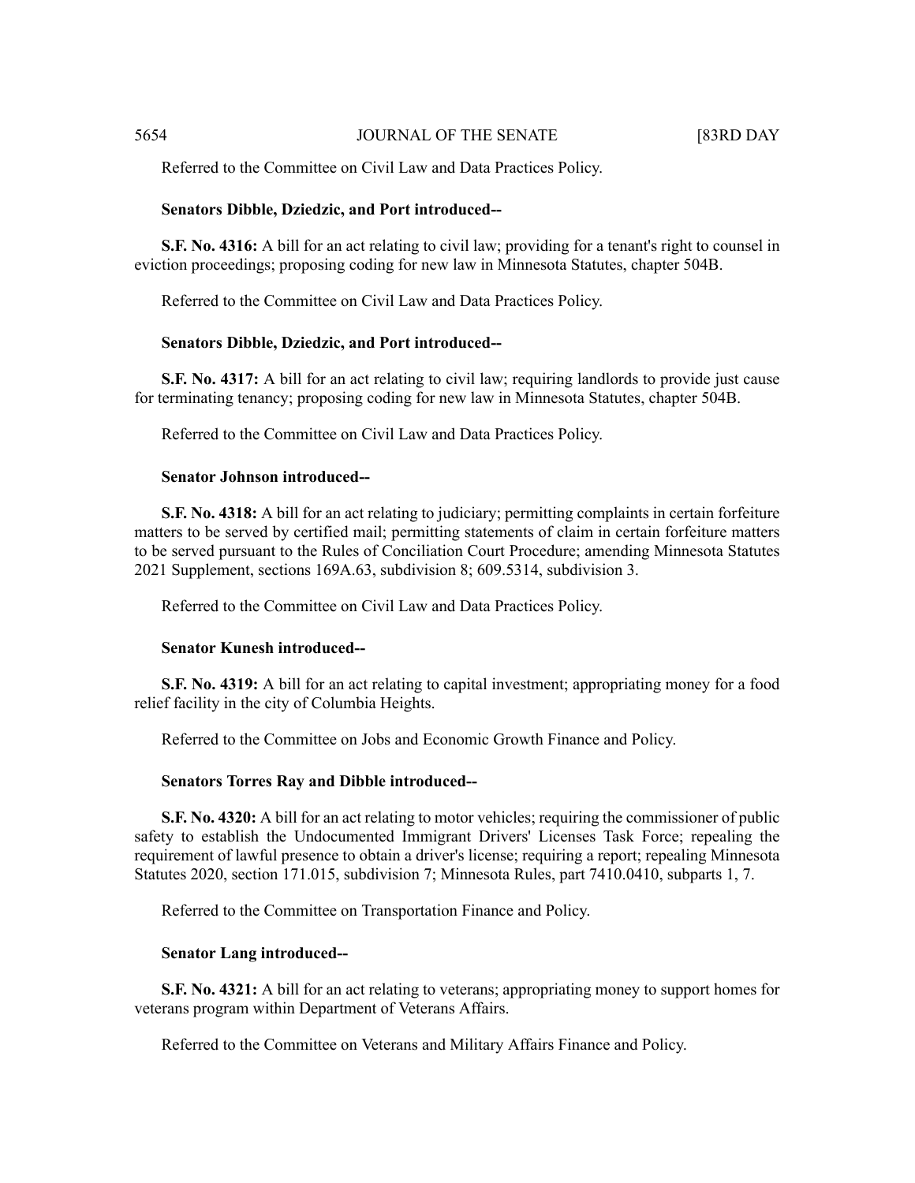Referred to the Committee on Civil Law and Data Practices Policy.

**Senators Dibble, Dziedzic, and Port introduced--**

**S.F. No. 4316:** A bill for an act relating to civil law; providing for a tenant's right to counsel in eviction proceedings; proposing coding for new law in Minnesota Statutes, chapter 504B.

Referred to the Committee on Civil Law and Data Practices Policy.

**Senators Dibble, Dziedzic, and Port introduced--**

**S.F. No. 4317:** A bill for an act relating to civil law; requiring landlords to provide just cause for terminating tenancy; proposing coding for new law in Minnesota Statutes, chapter 504B.

Referred to the Committee on Civil Law and Data Practices Policy.

**Senator Johnson introduced--**

**S.F. No. 4318:** A bill for an act relating to judiciary; permitting complaints in certain forfeiture matters to be served by certified mail; permitting statements of claim in certain forfeiture matters to be served pursuant to the Rules of Conciliation Court Procedure; amending Minnesota Statutes 2021 Supplement, sections 169A.63, subdivision 8; 609.5314, subdivision 3.

Referred to the Committee on Civil Law and Data Practices Policy.

**Senator Kunesh introduced--**

**S.F. No. 4319:** A bill for an act relating to capital investment; appropriating money for a food relief facility in the city of Columbia Heights.

Referred to the Committee on Jobs and Economic Growth Finance and Policy.

**Senators Torres Ray and Dibble introduced--**

**S.F. No. 4320:** A bill for an act relating to motor vehicles; requiring the commissioner of public safety to establish the Undocumented Immigrant Drivers' Licenses Task Force; repealing the requirement of lawful presence to obtain a driver's license; requiring a report; repealing Minnesota Statutes 2020, section 171.015, subdivision 7; Minnesota Rules, part 7410.0410, subparts 1, 7.

Referred to the Committee on Transportation Finance and Policy.

**Senator Lang introduced--**

**S.F. No. 4321:** A bill for an act relating to veterans; appropriating money to support homes for veterans program within Department of Veterans Affairs.

Referred to the Committee on Veterans and Military Affairs Finance and Policy.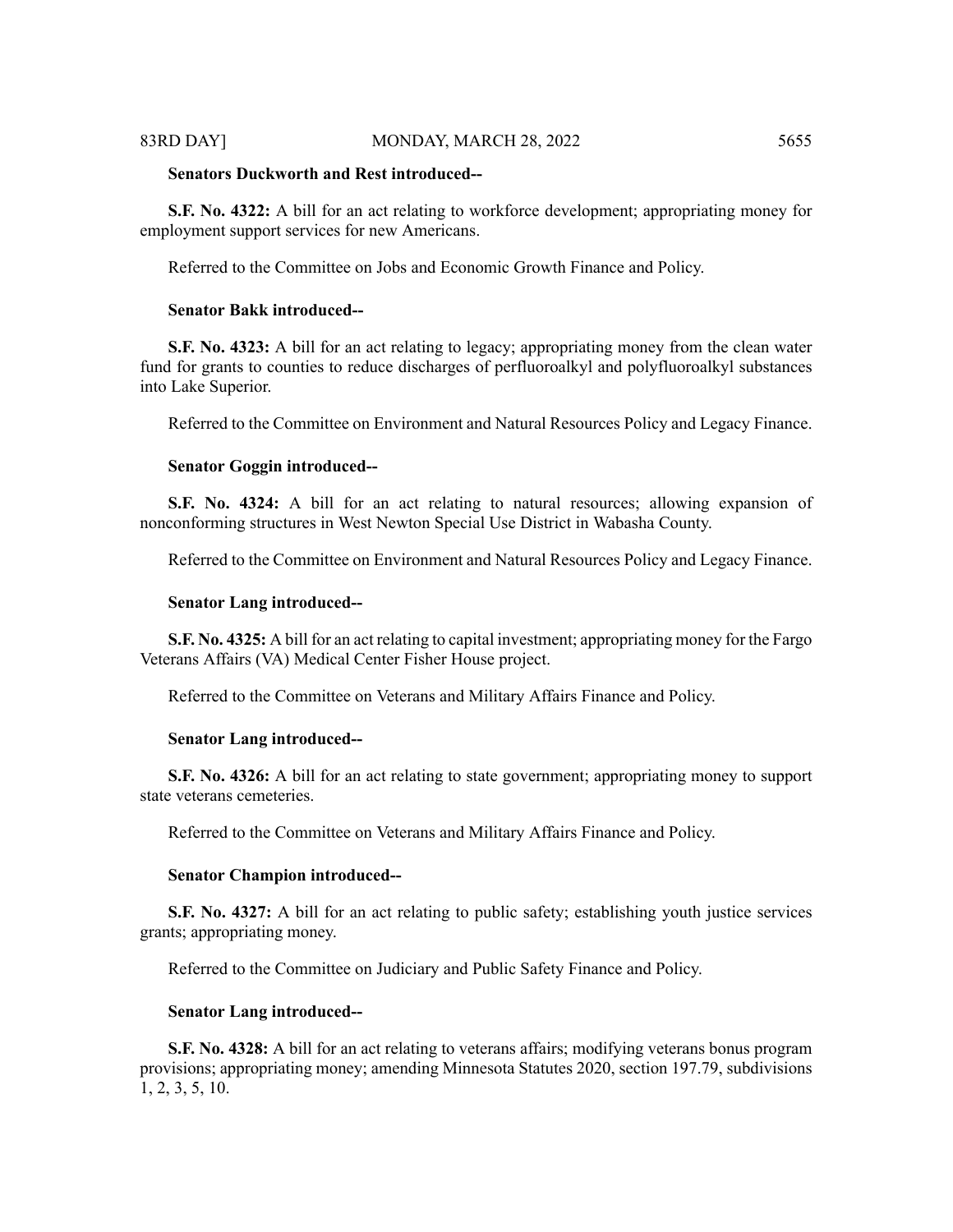**Senators Duckworth and Rest introduced--**

**S.F. No. 4322:** A bill for an act relating to workforce development; appropriating money for employment support services for new Americans.

Referred to the Committee on Jobs and Economic Growth Finance and Policy.

**Senator Bakk introduced--**

**S.F. No. 4323:** A bill for an act relating to legacy; appropriating money from the clean water fund for grants to counties to reduce discharges of perfluoroalkyl and polyfluoroalkyl substances into Lake Superior.

Referred to the Committee on Environment and Natural Resources Policy and Legacy Finance.

**Senator Goggin introduced--**

**S.F. No. 4324:** A bill for an act relating to natural resources; allowing expansion of nonconforming structures in West Newton Special Use District in Wabasha County.

Referred to the Committee on Environment and Natural Resources Policy and Legacy Finance.

**Senator Lang introduced--**

**S.F. No. 4325:** A bill for an act relating to capital investment; appropriating money for the Fargo Veterans Affairs (VA) Medical Center Fisher House project.

Referred to the Committee on Veterans and Military Affairs Finance and Policy.

**Senator Lang introduced--**

**S.F. No. 4326:** A bill for an act relating to state government; appropriating money to support state veterans cemeteries.

Referred to the Committee on Veterans and Military Affairs Finance and Policy.

**Senator Champion introduced--**

**S.F. No. 4327:** A bill for an act relating to public safety; establishing youth justice services grants; appropriating money.

Referred to the Committee on Judiciary and Public Safety Finance and Policy.

**Senator Lang introduced--**

**S.F. No. 4328:** A bill for an act relating to veterans affairs; modifying veterans bonus program provisions; appropriating money; amending Minnesota Statutes 2020, section 197.79, subdivisions 1, 2, 3, 5, 10.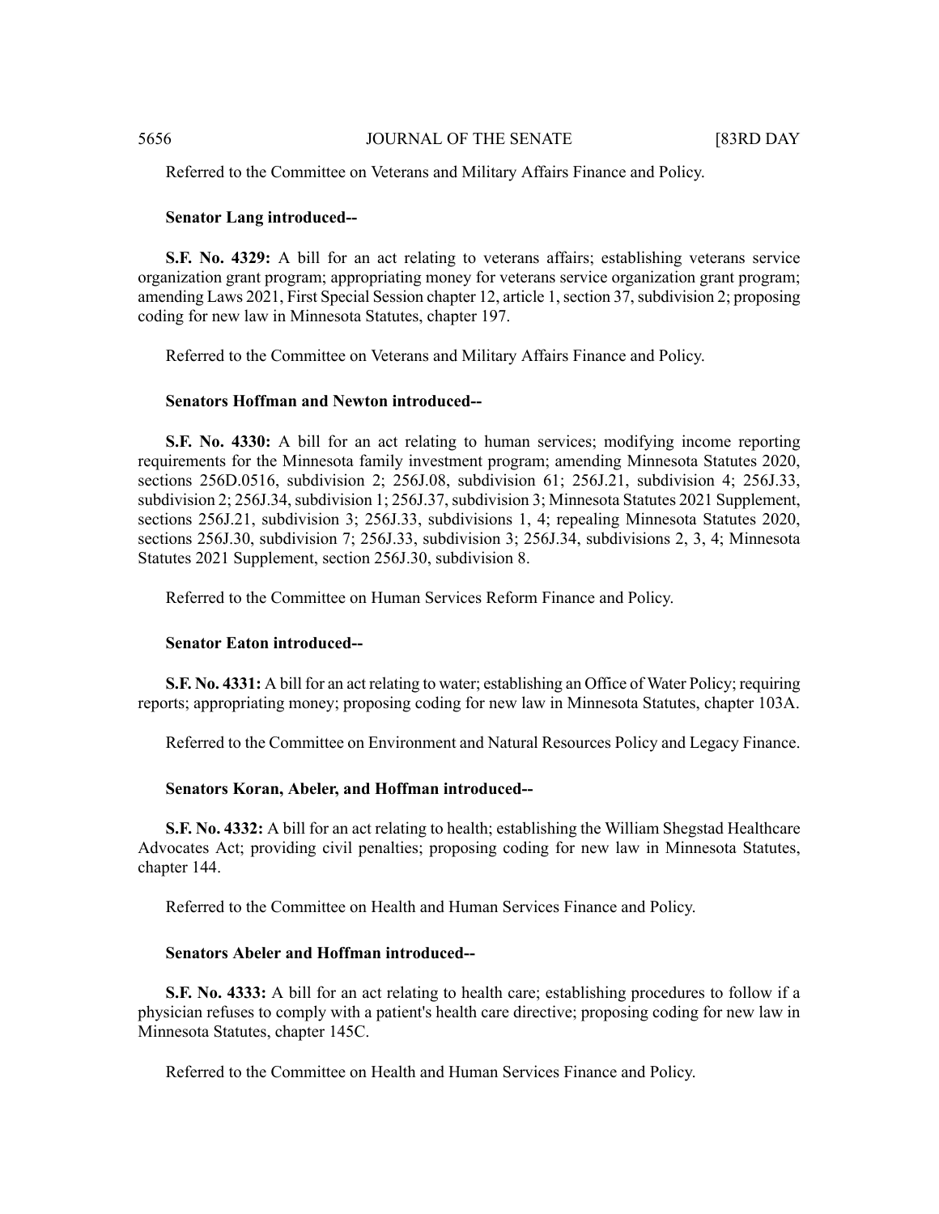Referred to the Committee on Veterans and Military Affairs Finance and Policy.

**Senator Lang introduced--**

**S.F. No. 4329:** A bill for an act relating to veterans affairs; establishing veterans service organization grant program; appropriating money for veterans service organization grant program; amending Laws 2021, First Special Session chapter 12, article 1, section 37, subdivision 2; proposing coding for new law in Minnesota Statutes, chapter 197.

Referred to the Committee on Veterans and Military Affairs Finance and Policy.

**Senators Hoffman and Newton introduced--**

**S.F. No. 4330:** A bill for an act relating to human services; modifying income reporting requirements for the Minnesota family investment program; amending Minnesota Statutes 2020, sections 256D.0516, subdivision 2; 256J.08, subdivision 61; 256J.21, subdivision 4; 256J.33, subdivision 2; 256J.34, subdivision 1; 256J.37, subdivision 3; Minnesota Statutes 2021 Supplement, sections 256J.21, subdivision 3; 256J.33, subdivisions 1, 4; repealing Minnesota Statutes 2020, sections 256J.30, subdivision 7; 256J.33, subdivision 3; 256J.34, subdivisions 2, 3, 4; Minnesota Statutes 2021 Supplement, section 256J.30, subdivision 8.

Referred to the Committee on Human Services Reform Finance and Policy.

**Senator Eaton introduced--**

**S.F. No. 4331:** A bill for an act relating to water; establishing an Office of Water Policy; requiring reports; appropriating money; proposing coding for new law in Minnesota Statutes, chapter 103A.

Referred to the Committee on Environment and Natural Resources Policy and Legacy Finance.

**Senators Koran, Abeler, and Hoffman introduced--**

**S.F. No. 4332:** A bill for an act relating to health; establishing the William Shegstad Healthcare Advocates Act; providing civil penalties; proposing coding for new law in Minnesota Statutes, chapter 144.

Referred to the Committee on Health and Human Services Finance and Policy.

**Senators Abeler and Hoffman introduced--**

**S.F. No. 4333:** A bill for an act relating to health care; establishing procedures to follow if a physician refuses to comply with a patient's health care directive; proposing coding for new law in Minnesota Statutes, chapter 145C.

Referred to the Committee on Health and Human Services Finance and Policy.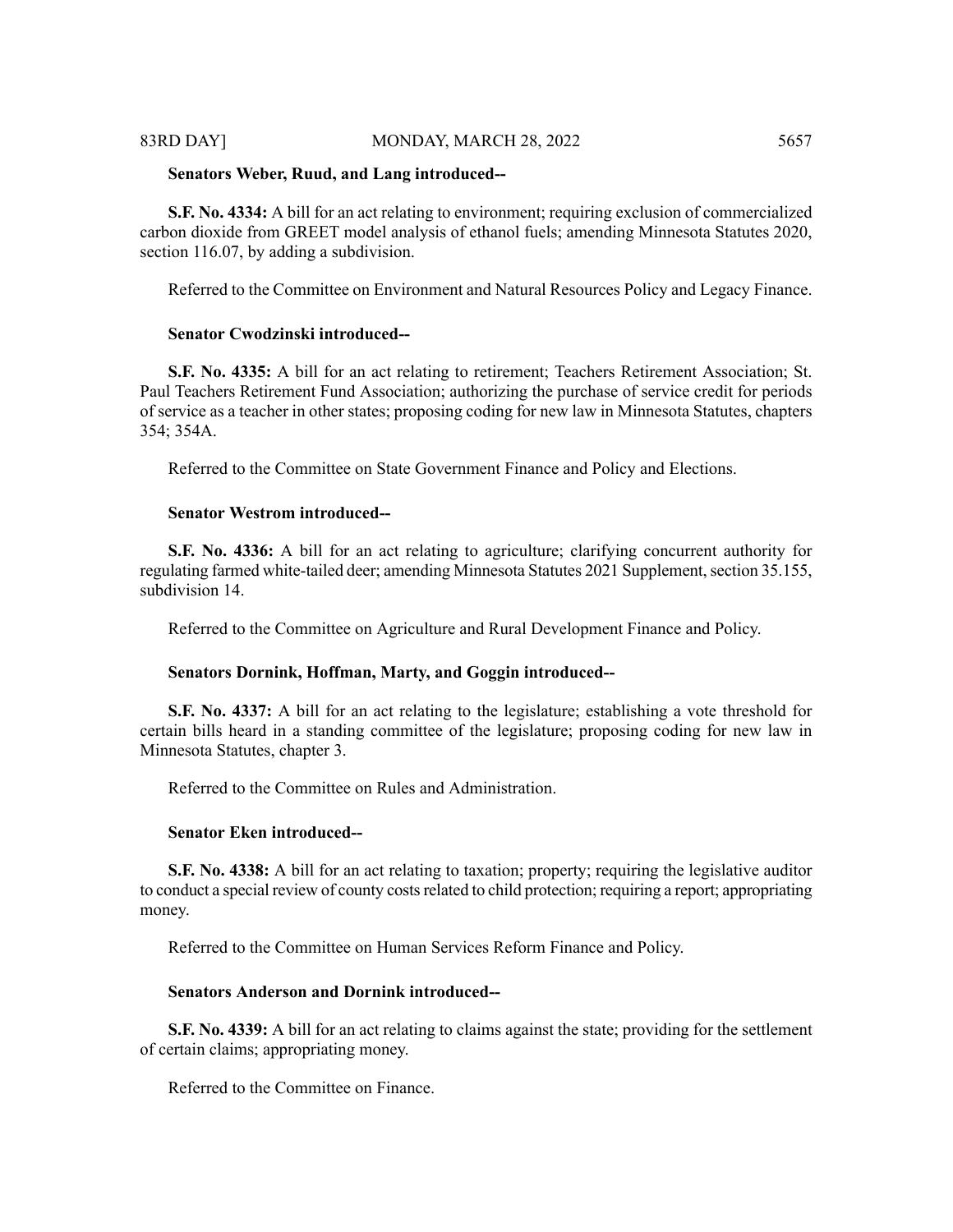**Senators Weber, Ruud, and Lang introduced--**

**S.F. No. 4334:** A bill for an act relating to environment; requiring exclusion of commercialized carbon dioxide from GREET model analysis of ethanol fuels; amending Minnesota Statutes 2020, section 116.07, by adding a subdivision.

Referred to the Committee on Environment and Natural Resources Policy and Legacy Finance.

**Senator Cwodzinski introduced--**

**S.F. No. 4335:** A bill for an act relating to retirement; Teachers Retirement Association; St. Paul Teachers Retirement Fund Association; authorizing the purchase of service credit for periods of service as a teacher in other states; proposing coding for new law in Minnesota Statutes, chapters 354; 354A.

Referred to the Committee on State Government Finance and Policy and Elections.

**Senator Westrom introduced--**

**S.F. No. 4336:** A bill for an act relating to agriculture; clarifying concurrent authority for regulating farmed white-tailed deer; amending Minnesota Statutes 2021 Supplement, section 35.155, subdivision 14.

Referred to the Committee on Agriculture and Rural Development Finance and Policy.

**Senators Dornink, Hoffman, Marty, and Goggin introduced--**

**S.F. No. 4337:** A bill for an act relating to the legislature; establishing a vote threshold for certain bills heard in a standing committee of the legislature; proposing coding for new law in Minnesota Statutes, chapter 3.

Referred to the Committee on Rules and Administration.

**Senator Eken introduced--**

**S.F. No. 4338:** A bill for an act relating to taxation; property; requiring the legislative auditor to conduct a special review of county costs related to child protection; requiring a report; appropriating money.

Referred to the Committee on Human Services Reform Finance and Policy.

**Senators Anderson and Dornink introduced--**

**S.F. No. 4339:** A bill for an act relating to claims against the state; providing for the settlement of certain claims; appropriating money.

Referred to the Committee on Finance.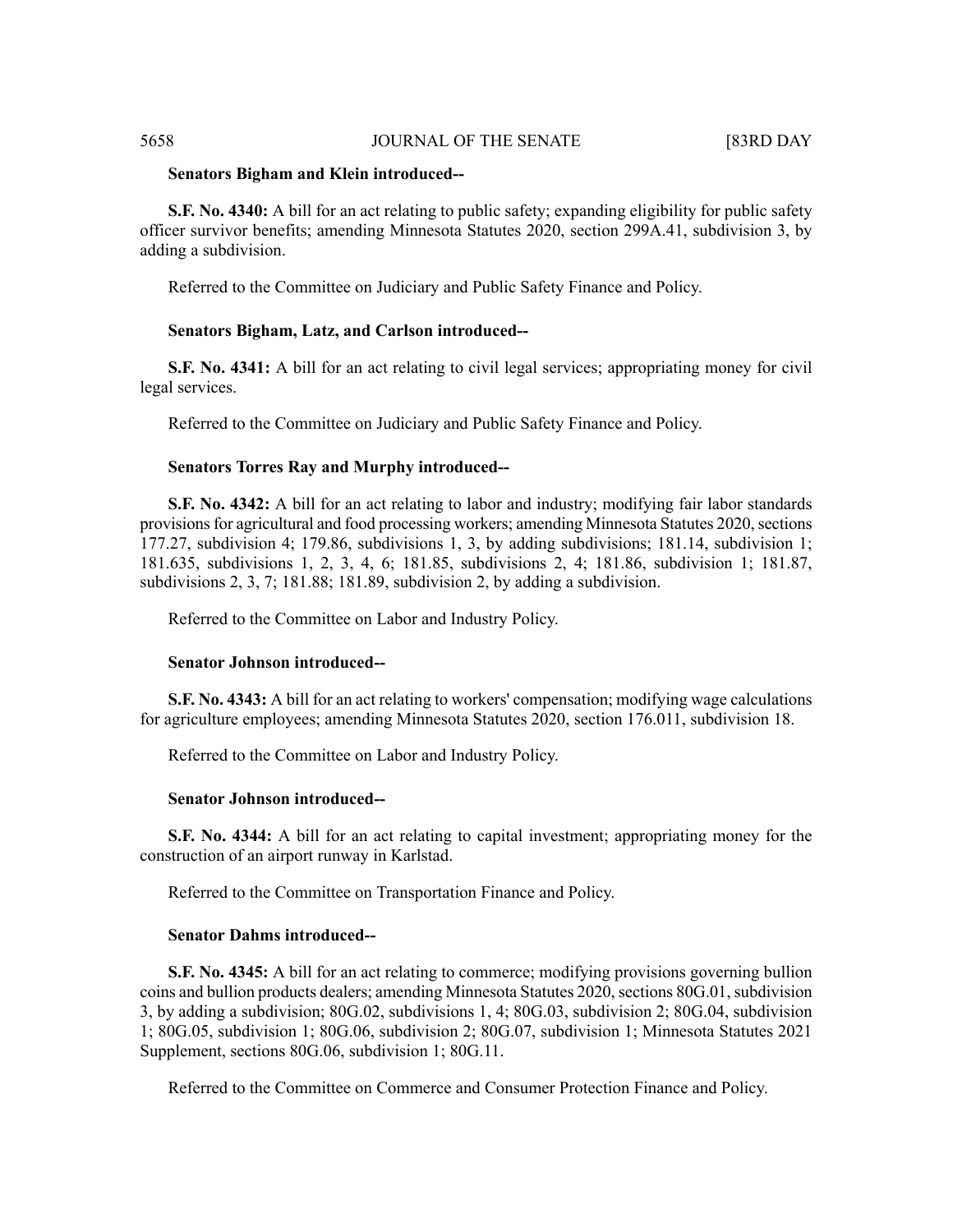**Senators Bigham and Klein introduced--**

**S.F. No. 4340:** A bill for an act relating to public safety; expanding eligibility for public safety officer survivor benefits; amending Minnesota Statutes 2020, section 299A.41, subdivision 3, by adding a subdivision.

Referred to the Committee on Judiciary and Public Safety Finance and Policy.

**Senators Bigham, Latz, and Carlson introduced--**

**S.F. No. 4341:** A bill for an act relating to civil legal services; appropriating money for civil legal services.

Referred to the Committee on Judiciary and Public Safety Finance and Policy.

**Senators Torres Ray and Murphy introduced--**

**S.F. No. 4342:** A bill for an act relating to labor and industry; modifying fair labor standards provisions for agricultural and food processing workers; amending Minnesota Statutes 2020, sections 177.27, subdivision 4; 179.86, subdivisions 1, 3, by adding subdivisions; 181.14, subdivision 1; 181.635, subdivisions 1, 2, 3, 4, 6; 181.85, subdivisions 2, 4; 181.86, subdivision 1; 181.87, subdivisions 2, 3, 7; 181.88; 181.89, subdivision 2, by adding a subdivision.

Referred to the Committee on Labor and Industry Policy.

**Senator Johnson introduced--**

**S.F. No. 4343:** A bill for an act relating to workers' compensation; modifying wage calculations for agriculture employees; amending Minnesota Statutes 2020, section 176.011, subdivision 18.

Referred to the Committee on Labor and Industry Policy.

**Senator Johnson introduced--**

**S.F. No. 4344:** A bill for an act relating to capital investment; appropriating money for the construction of an airport runway in Karlstad.

Referred to the Committee on Transportation Finance and Policy.

**Senator Dahms introduced--**

**S.F. No. 4345:** A bill for an act relating to commerce; modifying provisions governing bullion coins and bullion products dealers; amending Minnesota Statutes 2020, sections 80G.01, subdivision 3, by adding a subdivision; 80G.02, subdivisions 1, 4; 80G.03, subdivision 2; 80G.04, subdivision 1; 80G.05, subdivision 1; 80G.06, subdivision 2; 80G.07, subdivision 1; Minnesota Statutes 2021 Supplement, sections 80G.06, subdivision 1; 80G.11.

Referred to the Committee on Commerce and Consumer Protection Finance and Policy.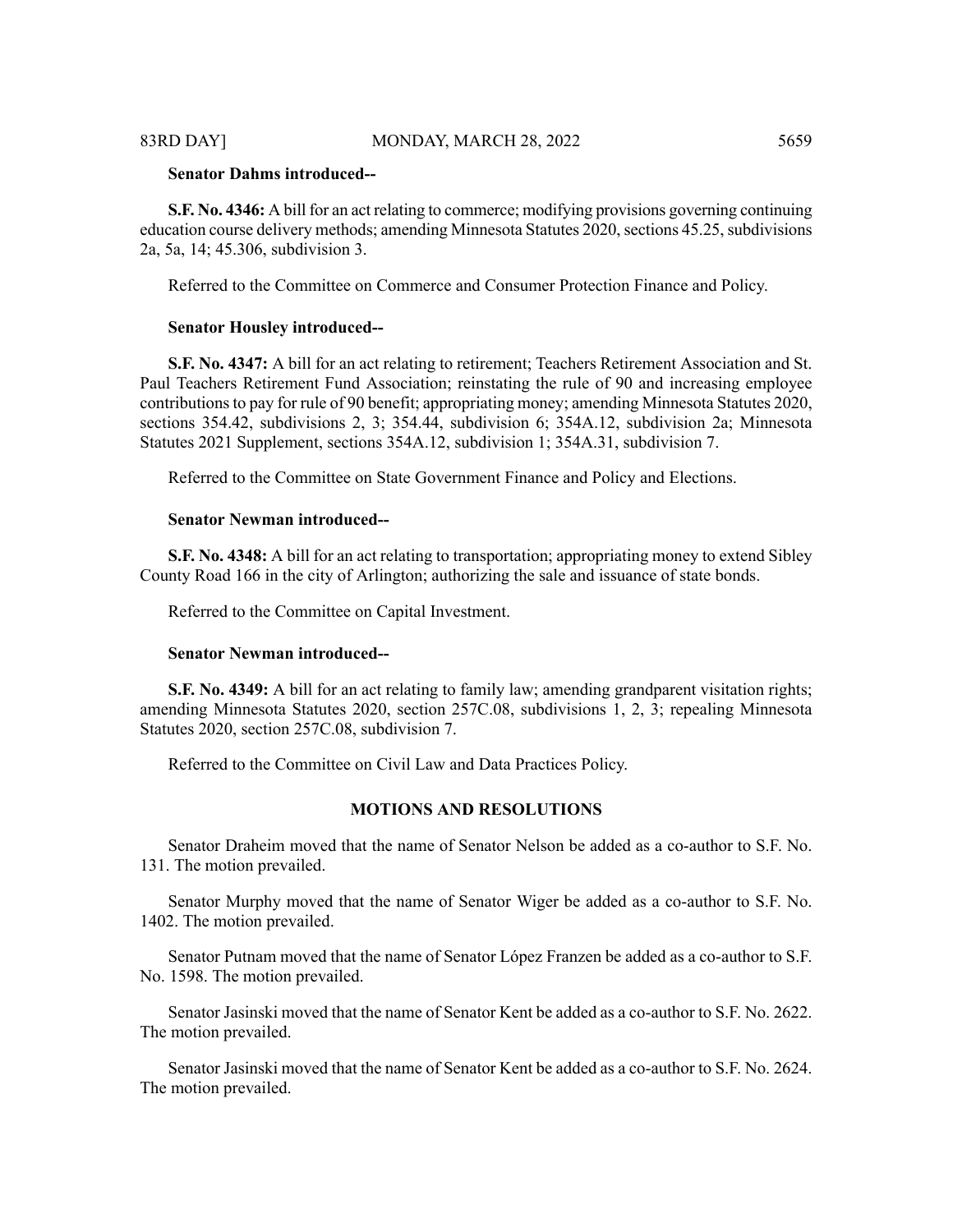**Senator Dahms introduced--**

**S.F. No. 4346:** A bill for an act relating to commerce; modifying provisions governing continuing education course delivery methods; amending Minnesota Statutes 2020, sections 45.25, subdivisions 2a, 5a, 14; 45.306, subdivision 3.

Referred to the Committee on Commerce and Consumer Protection Finance and Policy.

**Senator Housley introduced--**

**S.F. No. 4347:** A bill for an act relating to retirement; Teachers Retirement Association and St. Paul Teachers Retirement Fund Association; reinstating the rule of 90 and increasing employee contributions to pay for rule of 90 benefit; appropriating money; amending Minnesota Statutes 2020, sections 354.42, subdivisions 2, 3; 354.44, subdivision 6; 354A.12, subdivision 2a; Minnesota Statutes 2021 Supplement, sections 354A.12, subdivision 1; 354A.31, subdivision 7.

Referred to the Committee on State Government Finance and Policy and Elections.

**Senator Newman introduced--**

**S.F. No. 4348:** A bill for an act relating to transportation; appropriating money to extend Sibley County Road 166 in the city of Arlington; authorizing the sale and issuance of state bonds.

Referred to the Committee on Capital Investment.

**Senator Newman introduced--**

**S.F. No. 4349:** A bill for an act relating to family law; amending grandparent visitation rights; amending Minnesota Statutes 2020, section 257C.08, subdivisions 1, 2, 3; repealing Minnesota Statutes 2020, section 257C.08, subdivision 7.

Referred to the Committee on Civil Law and Data Practices Policy.

## MOTIONS AND RESOLUTIONS

Senator Draheim moved that the name of Senator Nelson be added as a co-author to S.F. No. 131. The motion prevailed.

Senator Murphy moved that the name of Senator Wiger be added as a co-author to S.F. No. 1402. The motion prevailed.

Senator Putnam moved that the name of Senator López Franzen be added as a co-author to S.F. No. 1598. The motion prevailed.

Senator Jasinski moved that the name of Senator Kent be added as a co-author to S.F. No. 2622. The motion prevailed.

Senator Jasinski moved that the name of Senator Kent be added as a co-author to S.F. No. 2624. The motion prevailed.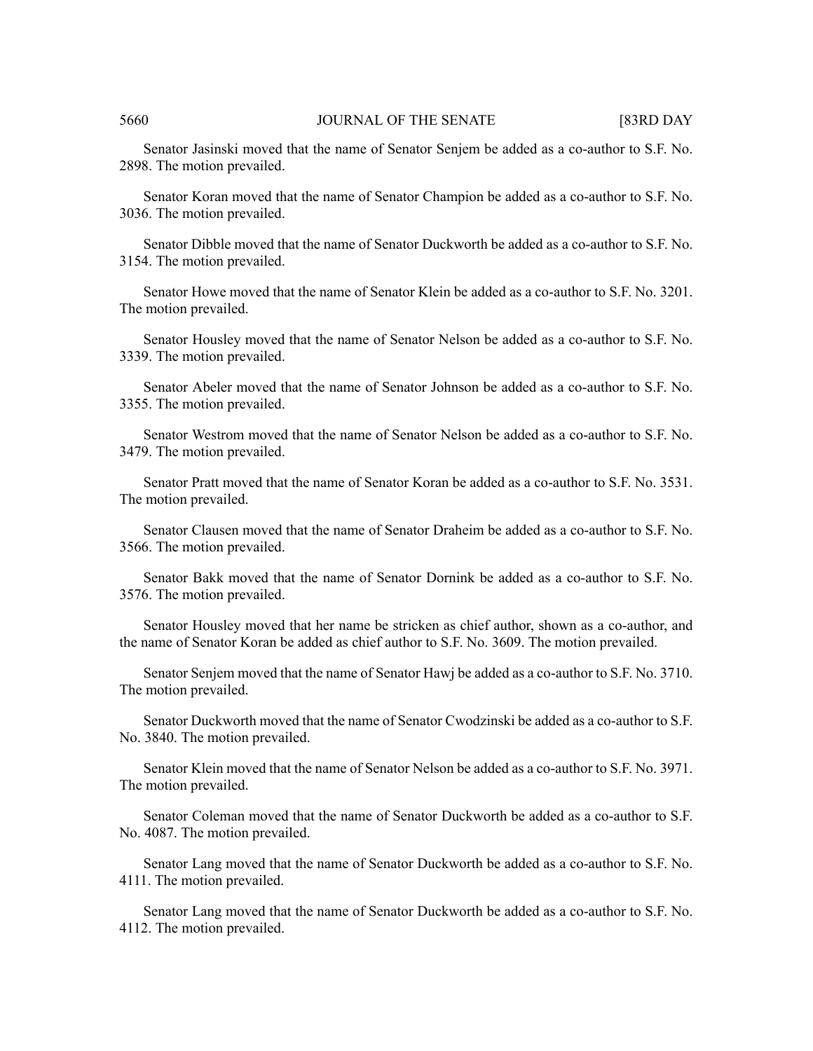Senator Jasinski moved that the name of Senator Senjem be added as a co-author to S.F. No. 2898. The motion prevailed.

Senator Koran moved that the name of Senator Champion be added as a co-author to S.F. No. 3036. The motion prevailed.

Senator Dibble moved that the name of Senator Duckworth be added as a co-author to S.F. No. 3154. The motion prevailed.

Senator Howe moved that the name of Senator Klein be added as a co-author to S.F. No. 3201. The motion prevailed.

Senator Housley moved that the name of Senator Nelson be added as a co-author to S.F. No. 3339. The motion prevailed.

Senator Abeler moved that the name of Senator Johnson be added as a co-author to S.F. No. 3355. The motion prevailed.

Senator Westrom moved that the name of Senator Nelson be added as a co-author to S.F. No. 3479. The motion prevailed.

Senator Pratt moved that the name of Senator Koran be added as a co-author to S.F. No. 3531. The motion prevailed.

Senator Clausen moved that the name of Senator Draheim be added as a co-author to S.F. No. 3566. The motion prevailed.

Senator Bakk moved that the name of Senator Dornink be added as a co-author to S.F. No. 3576. The motion prevailed.

Senator Housley moved that her name be stricken as chief author, shown as a co-author, and the name of Senator Koran be added as chief author to S.F. No. 3609. The motion prevailed.

Senator Senjem moved that the name of Senator Hawj be added as a co-author to S.F. No. 3710. The motion prevailed.

Senator Duckworth moved that the name of Senator Cwodzinski be added as a co-author to S.F. No. 3840. The motion prevailed.

Senator Klein moved that the name of Senator Nelson be added as a co-author to S.F. No. 3971. The motion prevailed.

Senator Coleman moved that the name of Senator Duckworth be added as a co-author to S.F. No. 4087. The motion prevailed.

Senator Lang moved that the name of Senator Duckworth be added as a co-author to S.F. No. 4111. The motion prevailed.

Senator Lang moved that the name of Senator Duckworth be added as a co-author to S.F. No. 4112. The motion prevailed.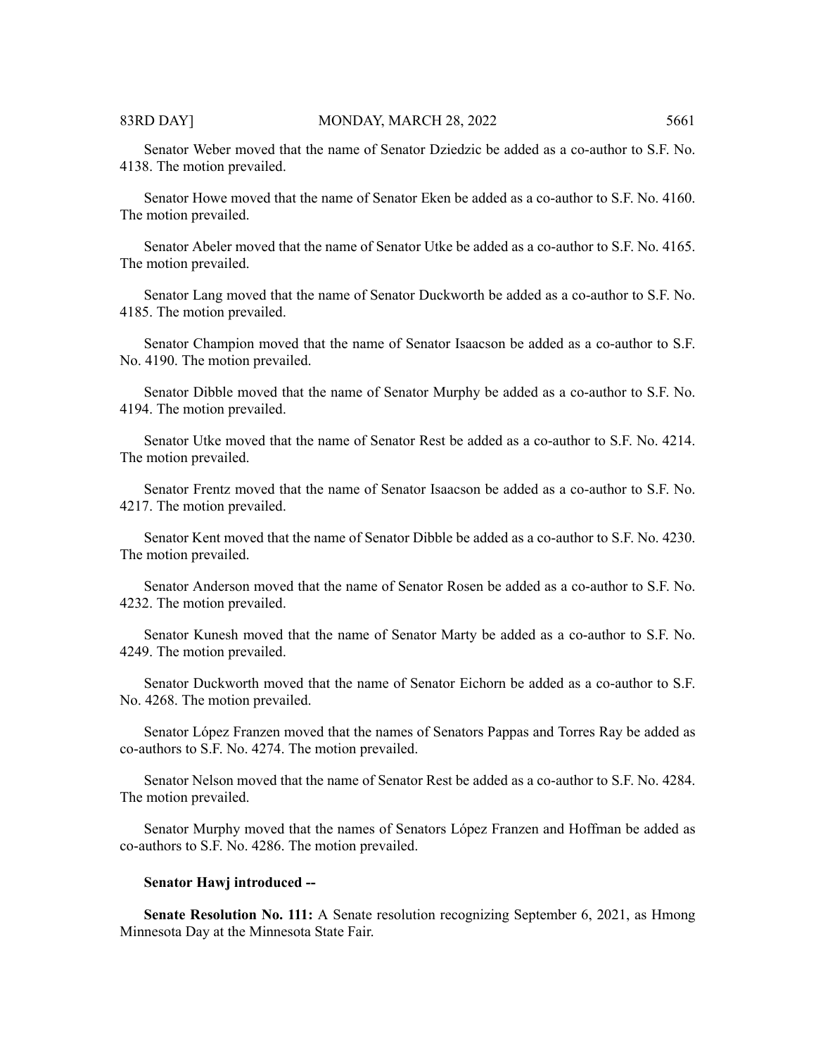Senator Weber moved that the name of Senator Dziedzic be added as a co-author to S.F. No. 4138. The motion prevailed.

Senator Howe moved that the name of Senator Eken be added as a co-author to S.F. No. 4160. The motion prevailed.

Senator Abeler moved that the name of Senator Utke be added as a co-author to S.F. No. 4165. The motion prevailed.

Senator Lang moved that the name of Senator Duckworth be added as a co-author to S.F. No. 4185. The motion prevailed.

Senator Champion moved that the name of Senator Isaacson be added as a co-author to S.F. No. 4190. The motion prevailed.

Senator Dibble moved that the name of Senator Murphy be added as a co-author to S.F. No. 4194. The motion prevailed.

Senator Utke moved that the name of Senator Rest be added as a co-author to S.F. No. 4214. The motion prevailed.

Senator Frentz moved that the name of Senator Isaacson be added as a co-author to S.F. No. 4217. The motion prevailed.

Senator Kent moved that the name of Senator Dibble be added as a co-author to S.F. No. 4230. The motion prevailed.

Senator Anderson moved that the name of Senator Rosen be added as a co-author to S.F. No. 4232. The motion prevailed.

Senator Kunesh moved that the name of Senator Marty be added as a co-author to S.F. No. 4249. The motion prevailed.

Senator Duckworth moved that the name of Senator Eichorn be added as a co-author to S.F. No. 4268. The motion prevailed.

Senator López Franzen moved that the names of Senators Pappas and Torres Ray be added as co-authors to S.F. No. 4274. The motion prevailed.

Senator Nelson moved that the name of Senator Rest be added as a co-author to S.F. No. 4284. The motion prevailed.

Senator Murphy moved that the names of Senators López Franzen and Hoffman be added as co-authors to S.F. No. 4286. The motion prevailed.

**Senator Hawj introduced --**

**Senate Resolution No. 111:** A Senate resolution recognizing September 6, 2021, as Hmong Minnesota Day at the Minnesota State Fair.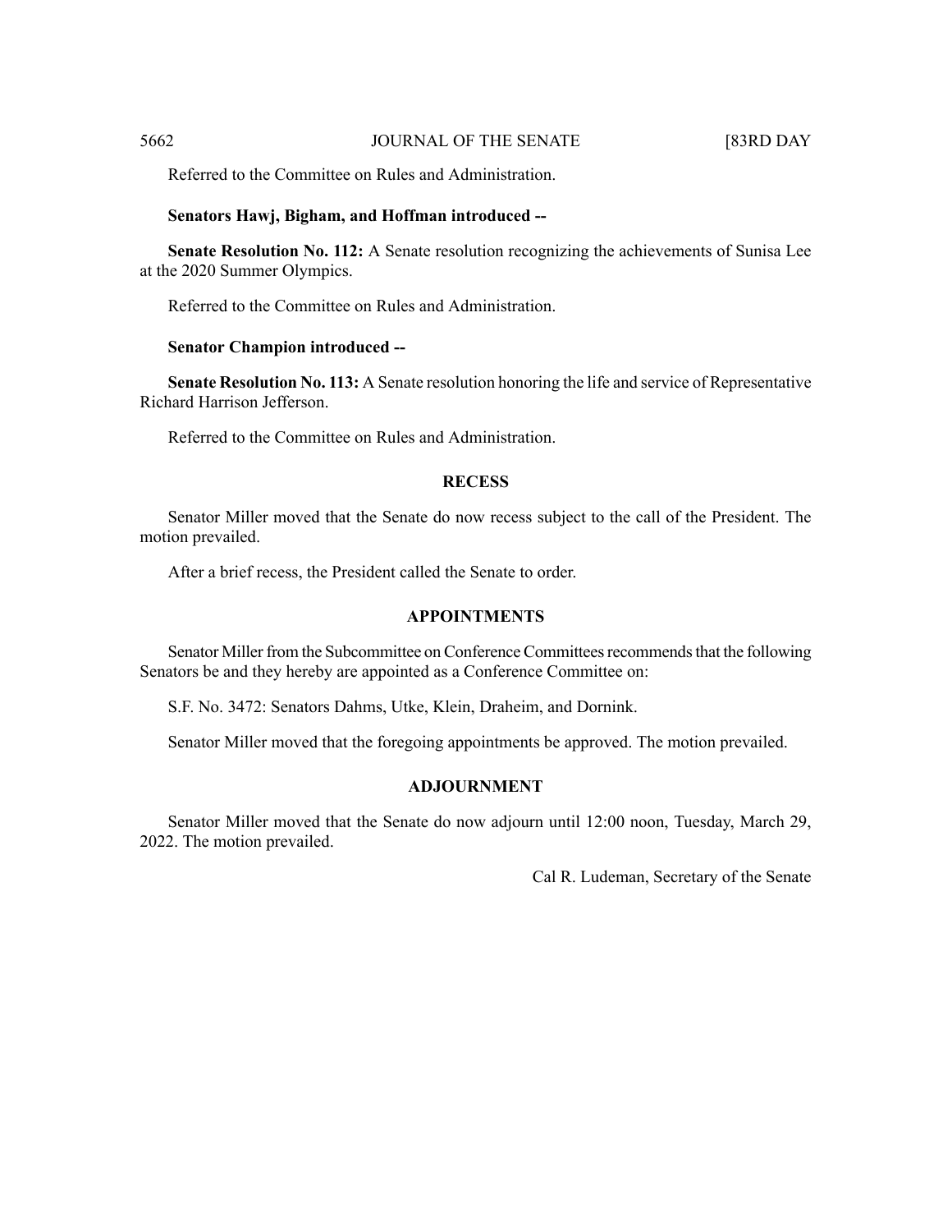Referred to the Committee on Rules and Administration.

**Senators Hawj, Bigham, and Hoffman introduced --**

**Senate Resolution No. 112:** A Senate resolution recognizing the achievements of Sunisa Lee at the 2020 Summer Olympics.

Referred to the Committee on Rules and Administration.

**Senator Champion introduced --**

**Senate Resolution No. 113:** A Senate resolution honoring the life and service of Representative Richard Harrison Jefferson.

Referred to the Committee on Rules and Administration.

## RECESS

Senator Miller moved that the Senate do now recess subject to the call of the President. The motion prevailed.

After a brief recess, the President called the Senate to order.

## APPOINTMENTS

Senator Miller from the Subcommittee on Conference Committees recommends that the following Senators be and they hereby are appointed as a Conference Committee on:

S.F. No. 3472: Senators Dahms, Utke, Klein, Draheim, and Dornink.

Senator Miller moved that the foregoing appointments be approved. The motion prevailed.

## ADJOURNMENT

Senator Miller moved that the Senate do now adjourn until 12:00 noon, Tuesday, March 29, 2022. The motion prevailed.

Cal R. Ludeman, Secretary of the Senate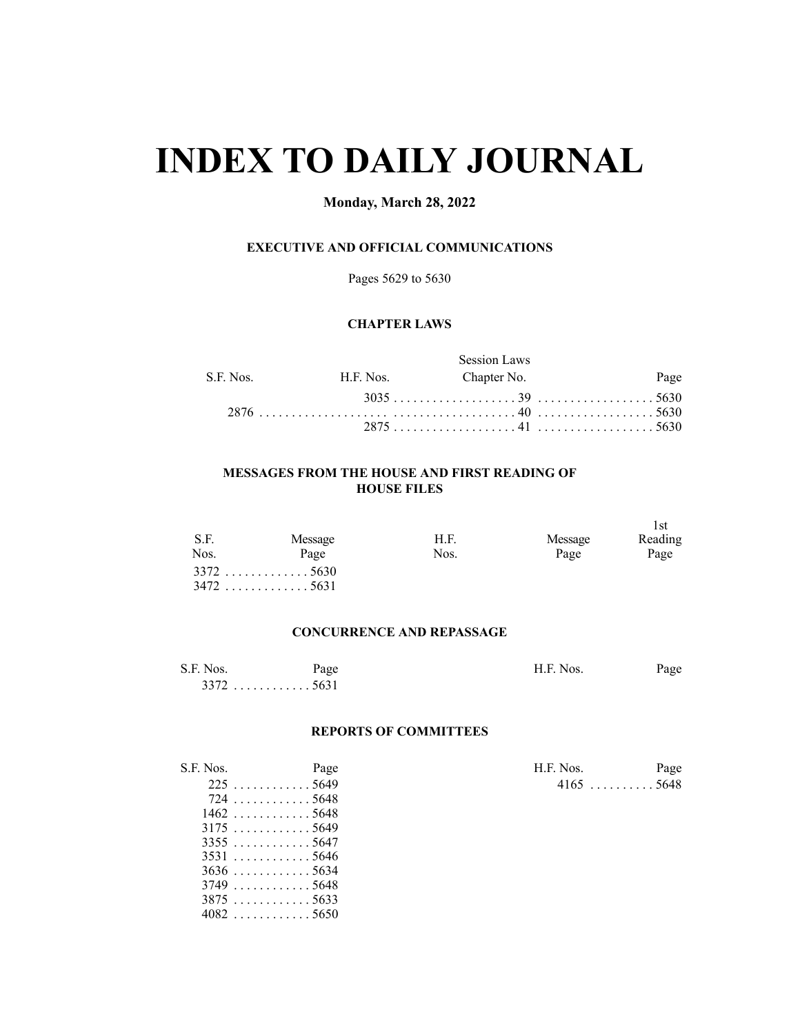# INDEX TO DAILY JOURNAL

**Monday, March 28, 2022**

### EXECUTIVE AND OFFICIAL COMMUNICATIONS

Pages 5629 to 5630

### CHAPTER LAWS

| S.F. Nos. | H.F. Nos. | Session Laws Chapter No. | Page |
|---|---|---|---|
| | 3035 | 39 | 5630 |
| 2876 | | 40 | 5630 |
| | 2875 | 41 | 5630 |

### MESSAGES FROM THE HOUSE AND FIRST READING OF HOUSE FILES

| S.F. Nos. | Message Page | H.F. Nos. | Message Page | 1st Reading Page |
|---|---|---|---|---|
| 3372 | 5630 | | | |
| 3472 | 5631 | | | |

### CONCURRENCE AND REPASSAGE

| S.F. Nos. | Page | H.F. Nos. | Page |
|---|---|---|---|
| 3372 | 5631 | | |

### REPORTS OF COMMITTEES

| S.F. Nos. | Page | H.F. Nos. | Page |
|---|---|---|---|
| 225 | 5649 | 4165 | 5648 |
| 724 | 5648 | | |
| 1462 | 5648 | | |
| 3175 | 5649 | | |
| 3355 | 5647 | | |
| 3531 | 5646 | | |
| 3636 | 5634 | | |
| 3749 | 5648 | | |
| 3875 | 5633 | | |
| 4082 | 5650 | | |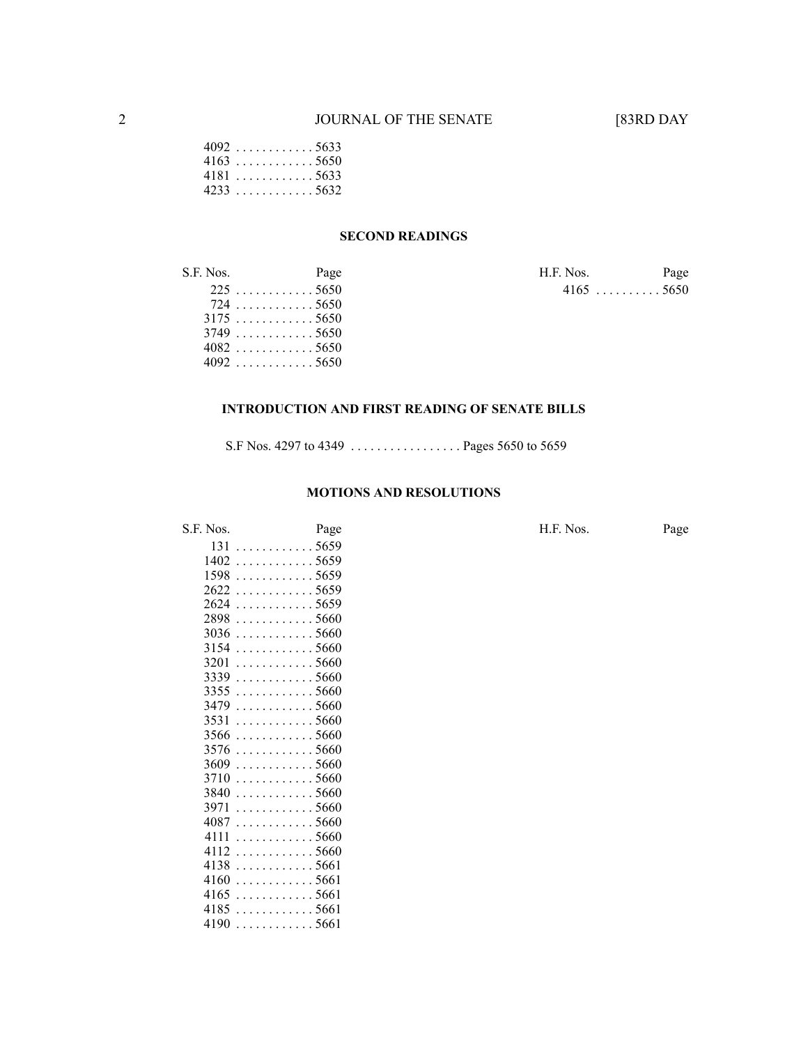| | |
|---|---|
| 4092 | 5633 |
| 4163 | 5650 |
| 4181 | 5633 |
| 4233 | 5632 |

## SECOND READINGS

| S.F. Nos. | Page | H.F. Nos. | Page |
|---|---|---|---|
| 225 | 5650 | 4165 | 5650 |
| 724 | 5650 | | |
| 3175 | 5650 | | |
| 3749 | 5650 | | |
| 4082 | 5650 | | |
| 4092 | 5650 | | |

## INTRODUCTION AND FIRST READING OF SENATE BILLS

S.F Nos. 4297 to 4349 . . . . . . . . . . . . . . . . . Pages 5650 to 5659

## MOTIONS AND RESOLUTIONS

| S.F. Nos. | Page | H.F. Nos. | Page |
|---|---|---|---|
| 131 | 5659 | | |
| 1402 | 5659 | | |
| 1598 | 5659 | | |
| 2622 | 5659 | | |
| 2624 | 5659 | | |
| 2898 | 5660 | | |
| 3036 | 5660 | | |
| 3154 | 5660 | | |
| 3201 | 5660 | | |
| 3339 | 5660 | | |
| 3355 | 5660 | | |
| 3479 | 5660 | | |
| 3531 | 5660 | | |
| 3566 | 5660 | | |
| 3576 | 5660 | | |
| 3609 | 5660 | | |
| 3710 | 5660 | | |
| 3840 | 5660 | | |
| 3971 | 5660 | | |
| 4087 | 5660 | | |
| 4111 | 5660 | | |
| 4112 | 5660 | | |
| 4138 | 5661 | | |
| 4160 | 5661 | | |
| 4165 | 5661 | | |
| 4185 | 5661 | | |
| 4190 | 5661 | | |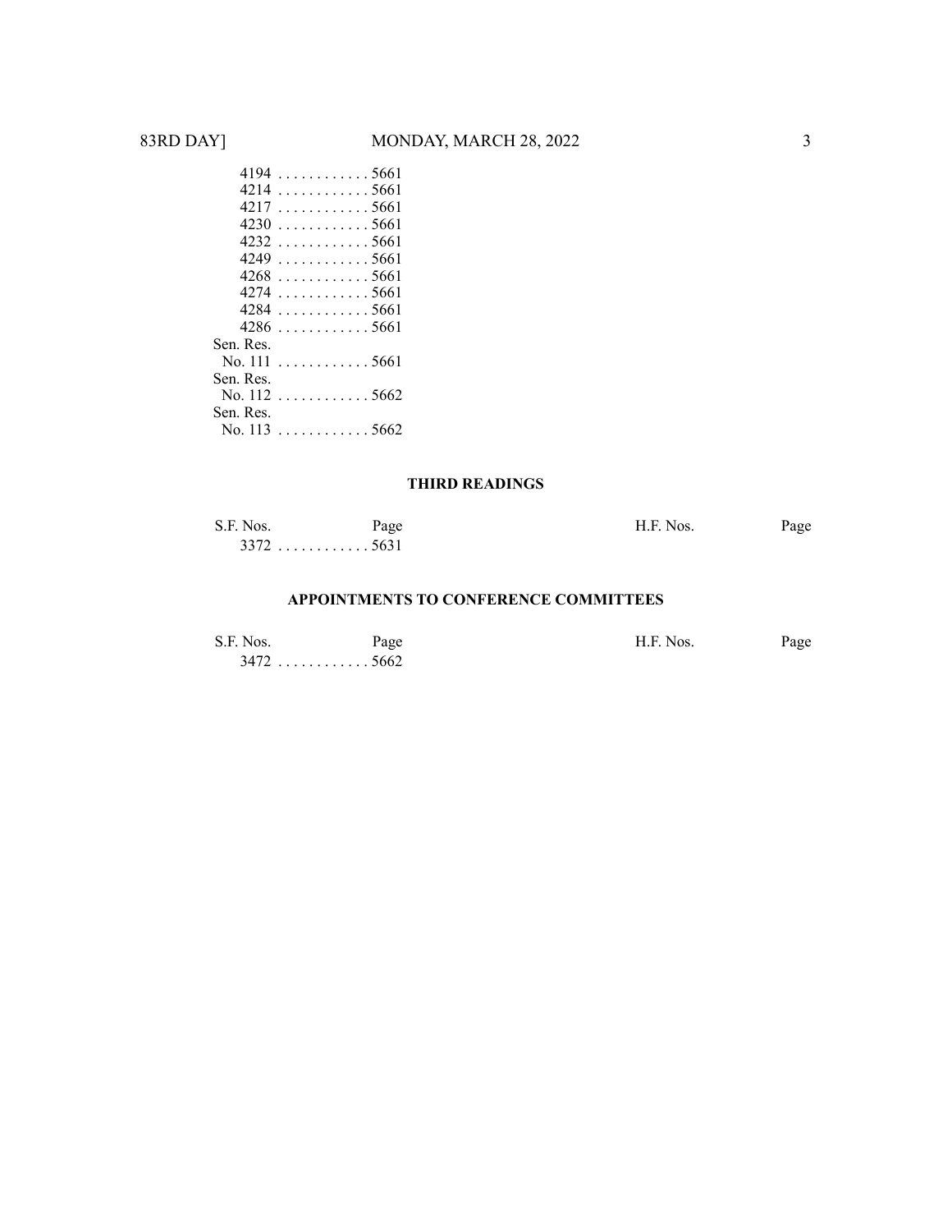| | |
|---|---|
| 4194 | 5661 |
| 4214 | 5661 |
| 4217 | 5661 |
| 4230 | 5661 |
| 4232 | 5661 |
| 4249 | 5661 |
| 4268 | 5661 |
| 4274 | 5661 |
| 4284 | 5661 |
| 4286 | 5661 |
| Sen. Res. No. 111 | 5661 |
| Sen. Res. No. 112 | 5662 |
| Sen. Res. No. 113 | 5662 |

## THIRD READINGS

| S.F. Nos. | Page | H.F. Nos. | Page |
|---|---|---|---|
| 3372 | 5631 | | |

## APPOINTMENTS TO CONFERENCE COMMITTEES

| S.F. Nos. | Page | H.F. Nos. | Page |
|---|---|---|---|
| 3472 | 5662 | | |